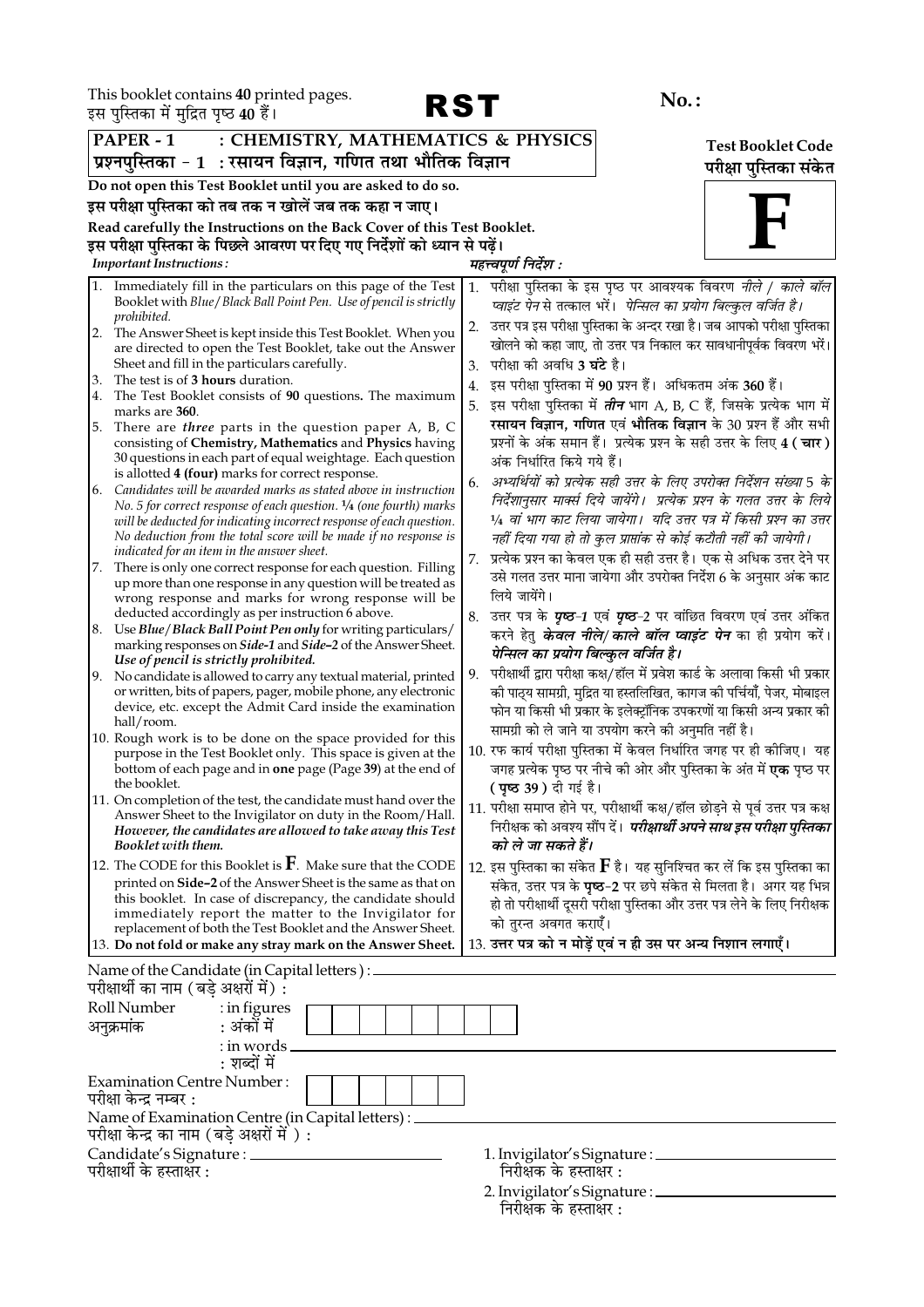This booklet contains **40** printed pages.
इस पुस्तिका में मुद्रित पृष्ठ **40** हैं।

# RST

**No.:**

**PAPER - 1 : CHEMISTRY, MATHEMATICS & PHYSICS**
**प्रश्नपुस्तिका - 1 : रसायन विज्ञान, गणित तथा भौतिक विज्ञान**

**Test Booklet Code**
**परीक्षा पुस्तिका संकेत**

# F

**Do not open this Test Booklet until you are asked to do so.**
**इस परीक्षा पुस्तिका को तब तक न खोलें जब तक कहा न जाए।**

**Read carefully the Instructions on the Back Cover of this Test Booklet.**
**इस परीक्षा पुस्तिका के पिछले आवरण पर दिए गए निर्देशों को ध्यान से पढ़ें।**

***Important Instructions :***

1. Immediately fill in the particulars on this page of the Test Booklet with *Blue/Black Ball Point Pen. Use of pencil is strictly prohibited.*
2. The Answer Sheet is kept inside this Test Booklet. When you are directed to open the Test Booklet, take out the Answer Sheet and fill in the particulars carefully.
3. The test is of **3 hours** duration.
4. The Test Booklet consists of **90** questions**.** The maximum marks are **360**.
5. There are ***three*** parts in the question paper A, B, C consisting of **Chemistry, Mathematics** and **Physics** having 30 questions in each part of equal weightage. Each question is allotted **4 (four)** marks for correct response.
6. *Candidates will be awarded marks as stated above in instruction No. 5 for correct response of each question. ¼ (one fourth) marks will be deducted for indicating incorrect response of each question. No deduction from the total score will be made if no response is indicated for an item in the answer sheet.*
7. There is only one correct response for each question. Filling up more than one response in any question will be treated as wrong response and marks for wrong response will be deducted accordingly as per instruction 6 above.
8. Use *Blue/Black Ball Point Pen only* for writing particulars/marking responses on *Side-1* and *Side-2* of the Answer Sheet. ***Use of pencil is strictly prohibited.***
9. No candidate is allowed to carry any textual material, printed or written, bits of papers, pager, mobile phone, any electronic device, etc. except the Admit Card inside the examination hall/room.
10. Rough work is to be done on the space provided for this purpose in the Test Booklet only. This space is given at the bottom of each page and in **one** page (Page **39**) at the end of the booklet.
11. On completion of the test, the candidate must hand over the Answer Sheet to the Invigilator on duty in the Room/Hall. ***However, the candidates are allowed to take away this Test Booklet with them.***
12. The CODE for this Booklet is **F**. Make sure that the CODE printed on **Side-2** of the Answer Sheet is the same as that on this booklet. In case of discrepancy, the candidate should immediately report the matter to the Invigilator for replacement of both the Test Booklet and the Answer Sheet.
13. **Do not fold or make any stray mark on the Answer Sheet.**

***महत्त्वपूर्ण निर्देश :***

1. परीक्षा पुस्तिका के इस पृष्ठ पर आवश्यक विवरण *नीले / काले बॉल प्वाइंट पेन* से तत्काल भरें। *पेन्सिल का प्रयोग बिल्कुल वर्जित है।*
2. उत्तर पत्र इस परीक्षा पुस्तिका के अन्दर रखा है। जब आपको परीक्षा पुस्तिका खोलने को कहा जाए, तो उत्तर पत्र निकाल कर सावधानीपूर्वक विवरण भरें।
3. परीक्षा की अवधि **3 घंटे** है।
4. इस परीक्षा पुस्तिका में **90** प्रश्न हैं। अधिकतम अंक **360** हैं।
5. इस परीक्षा पुस्तिका में ***तीन*** भाग A, B, C हैं, जिसके प्रत्येक भाग में **रसायन विज्ञान, गणित** एवं **भौतिक विज्ञान** के 30 प्रश्न हैं और सभी प्रश्नों के अंक समान हैं। प्रत्येक प्रश्न के सही उत्तर के लिए **4 ( चार )** अंक निर्धारित किये गये हैं।
6. *अभ्यर्थियों को प्रत्येक सही उत्तर के लिए उपरोक्त निर्देशन संख्या 5 के निर्देशानुसार मार्क्स दिये जायेंगे। प्रत्येक प्रश्न के गलत उत्तर के लिये ¼ वां भाग काट लिया जायेगा। यदि उत्तर पत्र में किसी प्रश्न का उत्तर नहीं दिया गया हो तो कुल प्राप्तांक से कोई कटौती नहीं की जायेगी।*
7. प्रत्येक प्रश्न का केवल एक ही सही उत्तर है। एक से अधिक उत्तर देने पर उसे गलत उत्तर माना जायेगा और उपरोक्त निर्देश 6 के अनुसार अंक काट लिये जायेंगे।
8. उत्तर पत्र के ***पृष्ठ-1*** एवं ***पृष्ठ-2*** पर वांछित विवरण एवं उत्तर अंकित करने हेतु ***केवल नीले/ काले बॉल प्वाइंट पेन*** का ही प्रयोग करें। ***पेन्सिल का प्रयोग बिल्कुल वर्जित है।***
9. परीक्षार्थी द्वारा परीक्षा कक्ष/हॉल में प्रवेश कार्ड के अलावा किसी भी प्रकार की पाठ्य सामग्री, मुद्रित या हस्तलिखित, कागज की पर्चियाँ, पेजर, मोबाइल फोन या किसी भी प्रकार के इलेक्ट्रॉनिक उपकरणों या किसी अन्य प्रकार की सामग्री को ले जाने या उपयोग करने की अनुमति नहीं है।
10. रफ कार्य परीक्षा पुस्तिका में केवल निर्धारित जगह पर ही कीजिए। यह जगह प्रत्येक पृष्ठ पर नीचे की ओर और पुस्तिका के अंत में **एक** पृष्ठ पर **( पृष्ठ 39 )** दी गई है।
11. परीक्षा समाप्त होने पर, परीक्षार्थी कक्ष/हॉल छोड़ने से पूर्व उत्तर पत्र कक्ष निरीक्षक को अवश्य सौंप दें। ***परीक्षार्थी अपने साथ इस परीक्षा पुस्तिका को ले जा सकते हैं।***
12. इस पुस्तिका का संकेत **F** है। यह सुनिश्चित कर लें कि इस पुस्तिका का संकेत, उत्तर पत्र के **पृष्ठ-2** पर छपे संकेत से मिलता है। अगर यह भिन्न हो तो परीक्षार्थी दूसरी परीक्षा पुस्तिका और उत्तर पत्र लेने के लिए निरीक्षक को तुरन्त अवगत कराएँ।
13. **उत्तर पत्र को न मोड़ें एवं न ही उस पर अन्य निशान लगाएँ।**

Name of the Candidate (in Capital letters) : ______________________
परीक्षार्थी का नाम (बड़े अक्षरों में) :

Roll Number : in figures
अनुक्रमांक : अंकों में

: in words ______________________
: शब्दों में

Examination Centre Number :
परीक्षा केन्द्र नम्बर :

Name of Examination Centre (in Capital letters) : ______________________
परीक्षा केन्द्र का नाम (बड़े अक्षरों में ) :

Candidate's Signature : ______________________
परीक्षार्थी के हस्ताक्षर :

1. Invigilator's Signature : ______________________
निरीक्षक के हस्ताक्षर :

2. Invigilator's Signature : ______________________
निरीक्षक के हस्ताक्षर :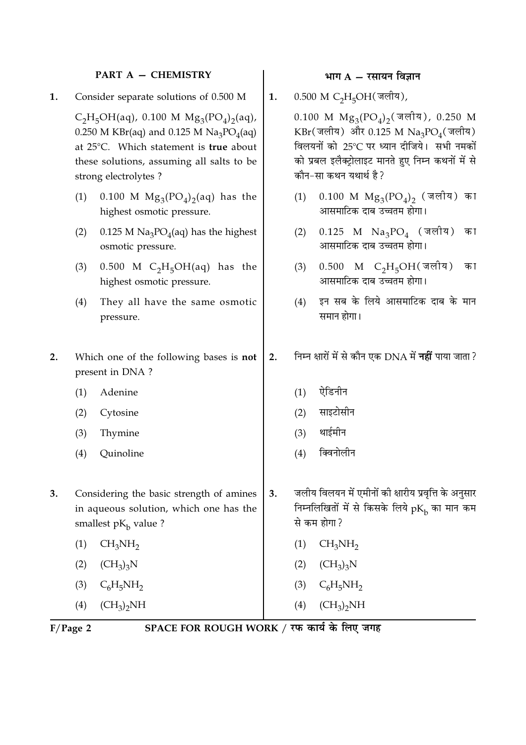## PART A — CHEMISTRY

**1.** Consider separate solutions of 0.500 M $C_2H_5OH(aq)$, 0.100 M $Mg_3(PO_4)_2(aq)$, 0.250 M $KBr(aq)$ and 0.125 M $Na_3PO_4(aq)$ at 25°C. Which statement is **true** about these solutions, assuming all salts to be strong electrolytes ?

(1) 0.100 M $Mg_3(PO_4)_2(aq)$ has the highest osmotic pressure.

(2) 0.125 M $Na_3PO_4(aq)$ has the highest osmotic pressure.

(3) 0.500 M $C_2H_5OH(aq)$ has the highest osmotic pressure.

(4) They all have the same osmotic pressure.

**2.** Which one of the following bases is **not** present in DNA ?

(1) Adenine

(2) Cytosine

(3) Thymine

(4) Quinoline

**3.** Considering the basic strength of amines in aqueous solution, which one has the smallest $pK_b$ value ?

(1) $CH_3NH_2$

(2) $(CH_3)_3N$

(3) $C_6H_5NH_2$

(4) $(CH_3)_2NH$

## भाग A — रसायन विज्ञान

**1.** 0.500 M $C_2H_5OH$(जलीय), 0.100 M $Mg_3(PO_4)_2$(जलीय), 0.250 M KBr(जलीय) और 0.125 M $Na_3PO_4$(जलीय) विलयनों को 25°C पर ध्यान दीजिये। सभी नमकों को प्रबल इलैक्ट्रोलाइट मानते हुए निम्न कथनों में से कौन-सा कथन यथार्थ है?

(1) 0.100 M $Mg_3(PO_4)_2$ (जलीय) का आसमाटिक दाब उच्चतम होगा।

(2) 0.125 M $Na_3PO_4$ (जलीय) का आसमाटिक दाब उच्चतम होगा।

(3) 0.500 M $C_2H_5OH$(जलीय) का आसमाटिक दाब उच्चतम होगा।

(4) इन सब के लिये आसमाटिक दाब के मान समान होगा।

**2.** निम्न क्षारों में से कौन एक DNA में **नहीं** पाया जाता?

(1) ऐडिनीन

(2) साइटोसीन

(3) थाईमीन

(4) क्विनोलीन

**3.** जलीय विलयन में एमीनों की क्षारीय प्रवृत्ति के अनुसार निम्नलिखितों में से किसके लिये $pK_b$ का मान कम से कम होगा?

(1) $CH_3NH_2$

(2) $(CH_3)_3N$

(3) $C_6H_5NH_2$

(4) $(CH_3)_2NH$

SPACE FOR ROUGH WORK / रफ कार्य के लिए जगह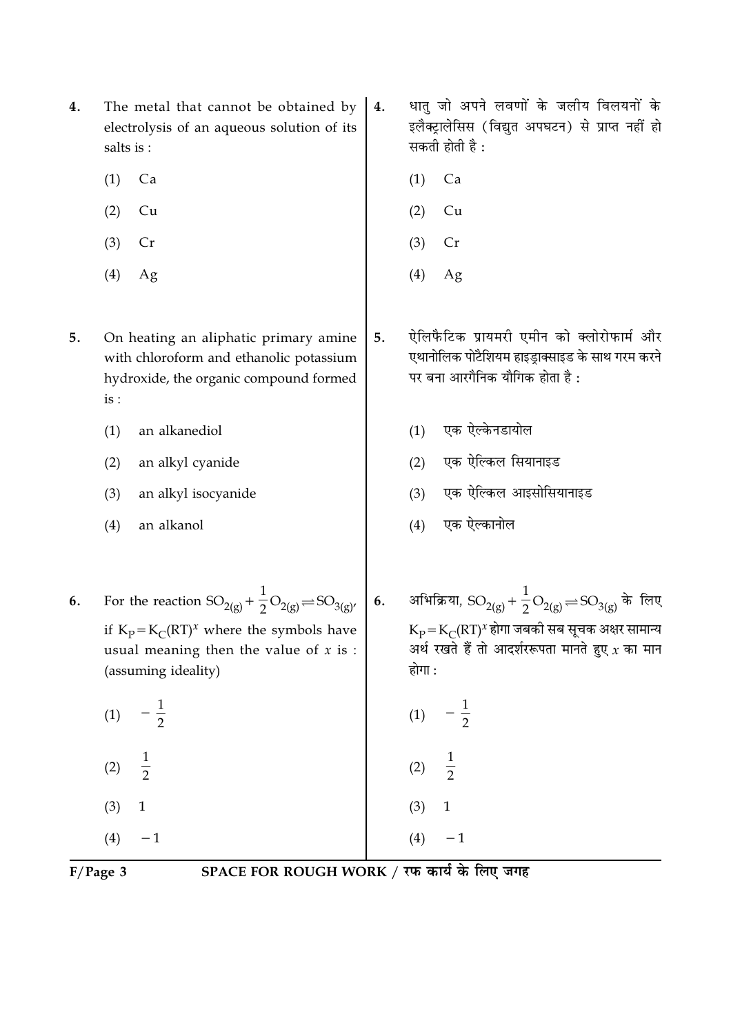4. The metal that cannot be obtained by electrolysis of an aqueous solution of its salts is :

   (1) Ca

   (2) Cu

   (3) Cr

   (4) Ag

4. धातु जो अपने लवणों के जलीय विलयनों के इलैक्ट्रालेसिस (विद्युत अपघटन) से प्राप्त नहीं हो सकती होती है :

   (1) Ca

   (2) Cu

   (3) Cr

   (4) Ag

5. On heating an aliphatic primary amine with chloroform and ethanolic potassium hydroxide, the organic compound formed is :

   (1) an alkanediol

   (2) an alkyl cyanide

   (3) an alkyl isocyanide

   (4) an alkanol

5. ऐलिफैटिक प्रायमरी एमीन को क्लोरोफार्म और एथानोलिक पोटैशियम हाइड्राक्साइड के साथ गरम करने पर बना आरगैनिक यौगिक होता है :

   (1) एक ऐल्केनडायोल

   (2) एक ऐल्किल सियानाइड

   (3) एक ऐल्किल आइसोसियानाइड

   (4) एक ऐल्कानोल

6. For the reaction $SO_{2(g)} + \frac{1}{2} O_{2(g)} \rightleftharpoons SO_{3(g)}$, if $K_P = K_C(RT)^x$ where the symbols have usual meaning then the value of $x$ is : (assuming ideality)

   (1) $-\frac{1}{2}$

   (2) $\frac{1}{2}$

   (3) $1$

   (4) $-1$

6. अभिक्रिया, $SO_{2(g)} + \frac{1}{2} O_{2(g)} \rightleftharpoons SO_{3(g)}$ के लिए $K_P = K_C(RT)^x$ होगा जबकी सब सूचक अक्षर सामान्य अर्थ रखते हैं तो आदर्शररूपता मानते हुए $x$ का मान होगा :

   (1) $-\frac{1}{2}$

   (2) $\frac{1}{2}$

   (3) $1$

   (4) $-1$

SPACE FOR ROUGH WORK / रफ कार्य के लिए जगह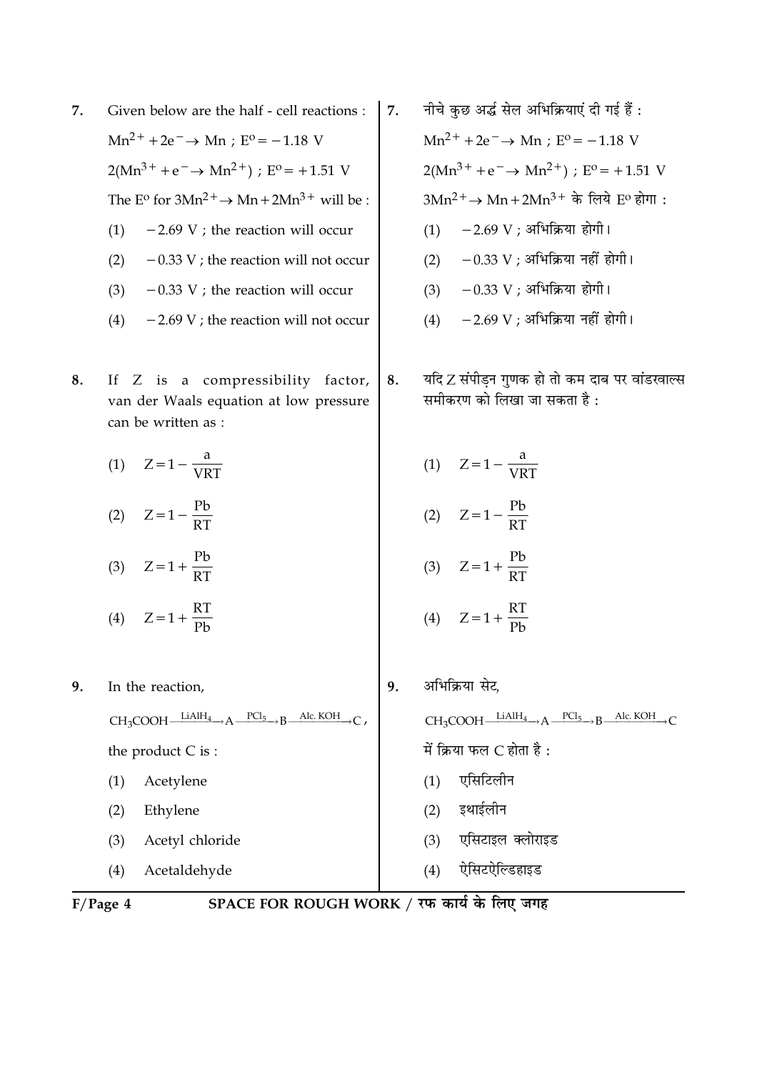7. Given below are the half - cell reactions :

$Mn^{2+} + 2e^{-} \rightarrow Mn$ ; $E^{o} = -1.18$ V

$2(Mn^{3+} + e^{-} \rightarrow Mn^{2+})$ ; $E^{o} = +1.51$ V

The $E^{o}$ for $3Mn^{2+} \rightarrow Mn + 2Mn^{3+}$ will be :

(1) $-2.69$ V ; the reaction will occur

(2) $-0.33$ V ; the reaction will not occur

(3) $-0.33$ V ; the reaction will occur

(4) $-2.69$ V ; the reaction will not occur

7. नीचे कुछ अर्द्ध सेल अभिक्रियाएं दी गई हैं :

$Mn^{2+} + 2e^{-} \rightarrow Mn$ ; $E^{o} = -1.18$ V

$2(Mn^{3+} + e^{-} \rightarrow Mn^{2+})$ ; $E^{o} = +1.51$ V

$3Mn^{2+} \rightarrow Mn + 2Mn^{3+}$ के लिये $E^{o}$ होगा :

(1) $-2.69$ V ; अभिक्रिया होगी।

(2) $-0.33$ V ; अभिक्रिया नहीं होगी।

(3) $-0.33$ V ; अभिक्रिया होगी।

(4) $-2.69$ V ; अभिक्रिया नहीं होगी।

8. If Z is a compressibility factor, van der Waals equation at low pressure can be written as :

(1) $Z = 1 - \frac{a}{VRT}$

(2) $Z = 1 - \frac{Pb}{RT}$

(3) $Z = 1 + \frac{Pb}{RT}$

(4) $Z = 1 + \frac{RT}{Pb}$

8. यदि Z संपीड़न गुणक हो तो कम दाब पर वांडरवाल्स समीकरण को लिखा जा सकता है :

(1) $Z = 1 - \frac{a}{VRT}$

(2) $Z = 1 - \frac{Pb}{RT}$

(3) $Z = 1 + \frac{Pb}{RT}$

(4) $Z = 1 + \frac{RT}{Pb}$

9. In the reaction,

$CH_3COOH \xrightarrow{LiAlH_4} A \xrightarrow{PCl_5} B \xrightarrow{Alc.\ KOH} C$,

the product C is :

(1) Acetylene

(2) Ethylene

(3) Acetyl chloride

(4) Acetaldehyde

9. अभिक्रिया सेट,

$CH_3COOH \xrightarrow{LiAlH_4} A \xrightarrow{PCl_5} B \xrightarrow{Alc.\ KOH} C$

में क्रिया फल C होता है :

(1) एसिटिलीन

(2) इथाईलीन

(3) एसिटाइल क्लोराइड

(4) ऐसिटऐल्डिहाइड

SPACE FOR ROUGH WORK / रफ कार्य के लिए जगह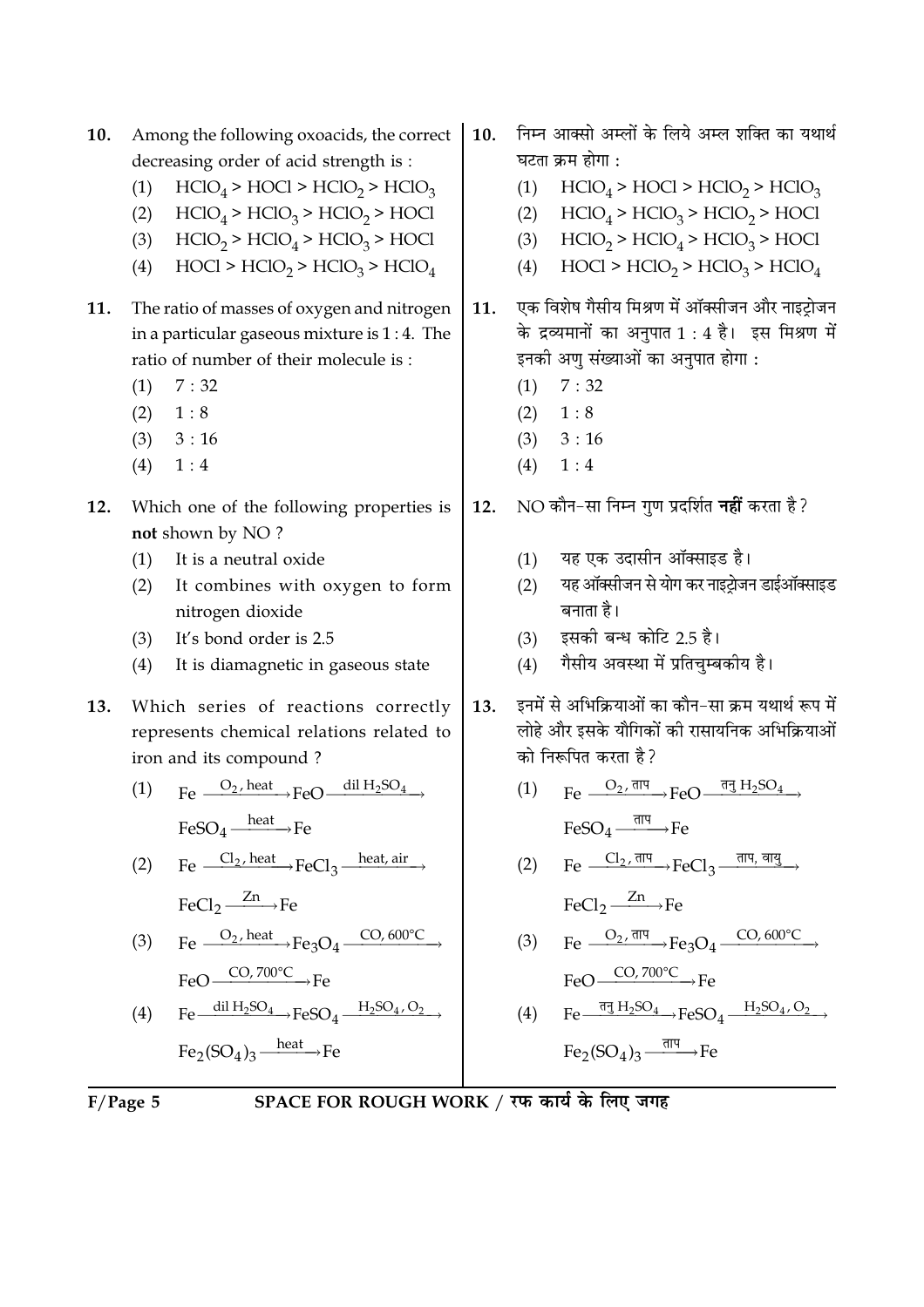10. Among the following oxoacids, the correct decreasing order of acid strength is :

(1) $HClO_4 > HOCl > HClO_2 > HClO_3$

(2) $HClO_4 > HClO_3 > HClO_2 > HOCl$

(3) $HClO_2 > HClO_4 > HClO_3 > HOCl$

(4) $HOCl > HClO_2 > HClO_3 > HClO_4$

11. The ratio of masses of oxygen and nitrogen in a particular gaseous mixture is 1 : 4. The ratio of number of their molecule is :

(1) 7 : 32

(2) 1 : 8

(3) 3 : 16

(4) 1 : 4

12. Which one of the following properties is **not** shown by NO ?

(1) It is a neutral oxide

(2) It combines with oxygen to form nitrogen dioxide

(3) It's bond order is 2.5

(4) It is diamagnetic in gaseous state

13. Which series of reactions correctly represents chemical relations related to iron and its compound ?

(1) $Fe \xrightarrow{O_2,\ heat} FeO \xrightarrow{dil\ H_2SO_4} FeSO_4 \xrightarrow{heat} Fe$

(2) $Fe \xrightarrow{Cl_2,\ heat} FeCl_3 \xrightarrow{heat,\ air} FeCl_2 \xrightarrow{Zn} Fe$

(3) $Fe \xrightarrow{O_2,\ heat} Fe_3O_4 \xrightarrow{CO,\ 600°C} FeO \xrightarrow{CO,\ 700°C} Fe$

(4) $Fe \xrightarrow{dil\ H_2SO_4} FeSO_4 \xrightarrow{H_2SO_4,\ O_2} Fe_2(SO_4)_3 \xrightarrow{heat} Fe$

10. निम्न आक्सो अम्लों के लिये अम्ल शक्ति का यथार्थ घटता क्रम होगा :

(1) $HClO_4 > HOCl > HClO_2 > HClO_3$

(2) $HClO_4 > HClO_3 > HClO_2 > HOCl$

(3) $HClO_2 > HClO_4 > HClO_3 > HOCl$

(4) $HOCl > HClO_2 > HClO_3 > HClO_4$

11. एक विशेष गैसीय मिश्रण में ऑक्सीजन और नाइट्रोजन के द्रव्यमानों का अनुपात 1 : 4 है। इस मिश्रण में इनकी अणु संख्याओं का अनुपात होगा :

(1) 7 : 32

(2) 1 : 8

(3) 3 : 16

(4) 1 : 4

12. NO कौन-सा निम्न गुण प्रदर्शित **नहीं** करता है ?

(1) यह एक उदासीन ऑक्साइड है।

(2) यह ऑक्सीजन से योग कर नाइट्रोजन डाईऑक्साइड बनाता है।

(3) इसकी बन्ध कोटि 2.5 है।

(4) गैसीय अवस्था में प्रतिचुम्बकीय है।

13. इनमें से अभिक्रियाओं का कौन-सा क्रम यथार्थ रूप में लोहे और इसके यौगिकों की रासायनिक अभिक्रियाओं को निरूपित करता है ?

(1) $Fe \xrightarrow{O_2,\ \text{ताप}} FeO \xrightarrow{\text{तनु}\ H_2SO_4} FeSO_4 \xrightarrow{\text{ताप}} Fe$

(2) $Fe \xrightarrow{Cl_2,\ \text{ताप}} FeCl_3 \xrightarrow{\text{ताप, वायु}} FeCl_2 \xrightarrow{Zn} Fe$

(3) $Fe \xrightarrow{O_2,\ \text{ताप}} Fe_3O_4 \xrightarrow{CO,\ 600°C} FeO \xrightarrow{CO,\ 700°C} Fe$

(4) $Fe \xrightarrow{\text{तनु}\ H_2SO_4} FeSO_4 \xrightarrow{H_2SO_4,\ O_2} Fe_2(SO_4)_3 \xrightarrow{\text{ताप}} Fe$

SPACE FOR ROUGH WORK / रफ कार्य के लिए जगह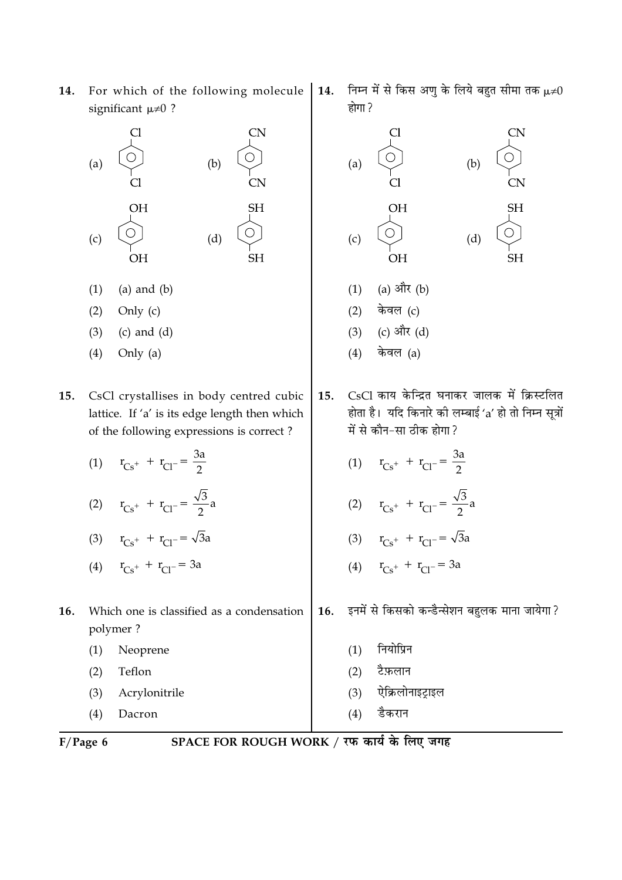14. For which of the following molecule significant $\mu \neq 0$ ?

(a) p-dichlorobenzene ($Cl$–$C_6H_4$–$Cl$)

(b) p-dicyanobenzene ($CN$–$C_6H_4$–$CN$)

(c) hydroquinone ($OH$–$C_6H_4$–$OH$)

(d) p-benzenedithiol ($SH$–$C_6H_4$–$SH$)

(1) (a) and (b)

(2) Only (c)

(3) (c) and (d)

(4) Only (a)

14. निम्न में से किस अणु के लिये बहुत सीमा तक $\mu \neq 0$ होगा ?

(a) $Cl$–$C_6H_4$–$Cl$

(b) $CN$–$C_6H_4$–$CN$

(c) $OH$–$C_6H_4$–$OH$

(d) $SH$–$C_6H_4$–$SH$

(1) (a) और (b)

(2) केवल (c)

(3) (c) और (d)

(4) केवल (a)

15. CsCl crystallises in body centred cubic lattice. If 'a' is its edge length then which of the following expressions is correct ?

(1) $r_{Cs^+} + r_{Cl^-} = \frac{3a}{2}$

(2) $r_{Cs^+} + r_{Cl^-} = \frac{\sqrt{3}}{2}a$

(3) $r_{Cs^+} + r_{Cl^-} = \sqrt{3}a$

(4) $r_{Cs^+} + r_{Cl^-} = 3a$

15. CsCl काय केन्द्रित घनाकर जालक में क्रिस्टलित होता है। यदि किनारे की लम्बाई 'a' हो तो निम्न सूत्रों में से कौन-सा ठीक होगा ?

(1) $r_{Cs^+} + r_{Cl^-} = \frac{3a}{2}$

(2) $r_{Cs^+} + r_{Cl^-} = \frac{\sqrt{3}}{2}a$

(3) $r_{Cs^+} + r_{Cl^-} = \sqrt{3}a$

(4) $r_{Cs^+} + r_{Cl^-} = 3a$

16. Which one is classified as a condensation polymer ?

(1) Neoprene

(2) Teflon

(3) Acrylonitrile

(4) Dacron

16. इनमें से किसको कन्डैन्सेशन बहुलक माना जायेगा ?

(1) नियोप्रिन

(2) टैफ़लान

(3) ऐक्रिलोनाइट्राइल

(4) डैकरान

SPACE FOR ROUGH WORK / रफ कार्य के लिए जगह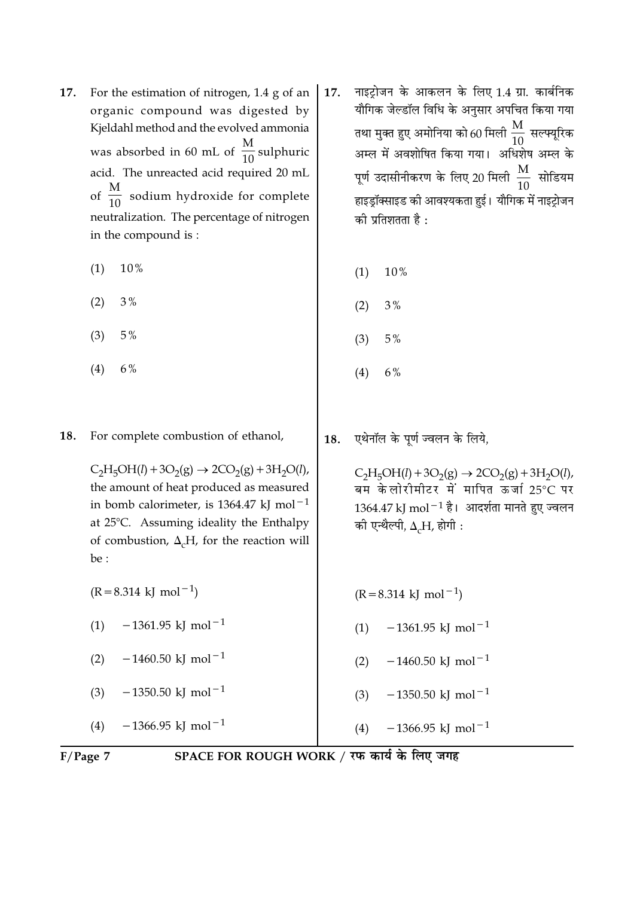17. For the estimation of nitrogen, 1.4 g of an organic compound was digested by Kjeldahl method and the evolved ammonia was absorbed in 60 mL of $\frac{M}{10}$ sulphuric acid. The unreacted acid required 20 mL of $\frac{M}{10}$ sodium hydroxide for complete neutralization. The percentage of nitrogen in the compound is :

(1) 10%

(2) 3%

(3) 5%

(4) 6%

17. नाइट्रोजन के आकलन के लिए 1.4 ग्रा. कार्बनिक यौगिक जेल्डॉल विधि के अनुसार अपचित किया गया तथा मुक्त हुए अमोनिया को 60 मिली $\frac{M}{10}$ सल्फ्यूरिक अम्ल में अवशोषित किया गया। अधिशेष अम्ल के पूर्ण उदासीनीकरण के लिए 20 मिली $\frac{M}{10}$ सोडियम हाइड्रॉक्साइड की आवश्यकता हुई। यौगिक में नाइट्रोजन की प्रतिशतता है :

(1) 10%

(2) 3%

(3) 5%

(4) 6%

18. For complete combustion of ethanol,

$C_2H_5OH(l) + 3O_2(g) \rightarrow 2CO_2(g) + 3H_2O(l)$,

the amount of heat produced as measured in bomb calorimeter, is 1364.47 kJ $mol^{-1}$ at 25°C. Assuming ideality the Enthalpy of combustion, $\Delta_c H$, for the reaction will be :

($R = 8.314$ kJ $mol^{-1}$)

(1) $-1361.95$ kJ $mol^{-1}$

(2) $-1460.50$ kJ $mol^{-1}$

(3) $-1350.50$ kJ $mol^{-1}$

(4) $-1366.95$ kJ $mol^{-1}$

18. एथेनॉल के पूर्ण ज्वलन के लिये,

$C_2H_5OH(l) + 3O_2(g) \rightarrow 2CO_2(g) + 3H_2O(l)$,

बम केलोरीमीटर में मापित ऊर्जा 25°C पर 1364.47 kJ $mol^{-1}$ है। आदर्शता मानते हुए ज्वलन की एन्थैल्पी, $\Delta_c H$, होगी :

($R = 8.314$ kJ $mol^{-1}$)

(1) $-1361.95$ kJ $mol^{-1}$

(2) $-1460.50$ kJ $mol^{-1}$

(3) $-1350.50$ kJ $mol^{-1}$

(4) $-1366.95$ kJ $mol^{-1}$

SPACE FOR ROUGH WORK / रफ कार्य के लिए जगह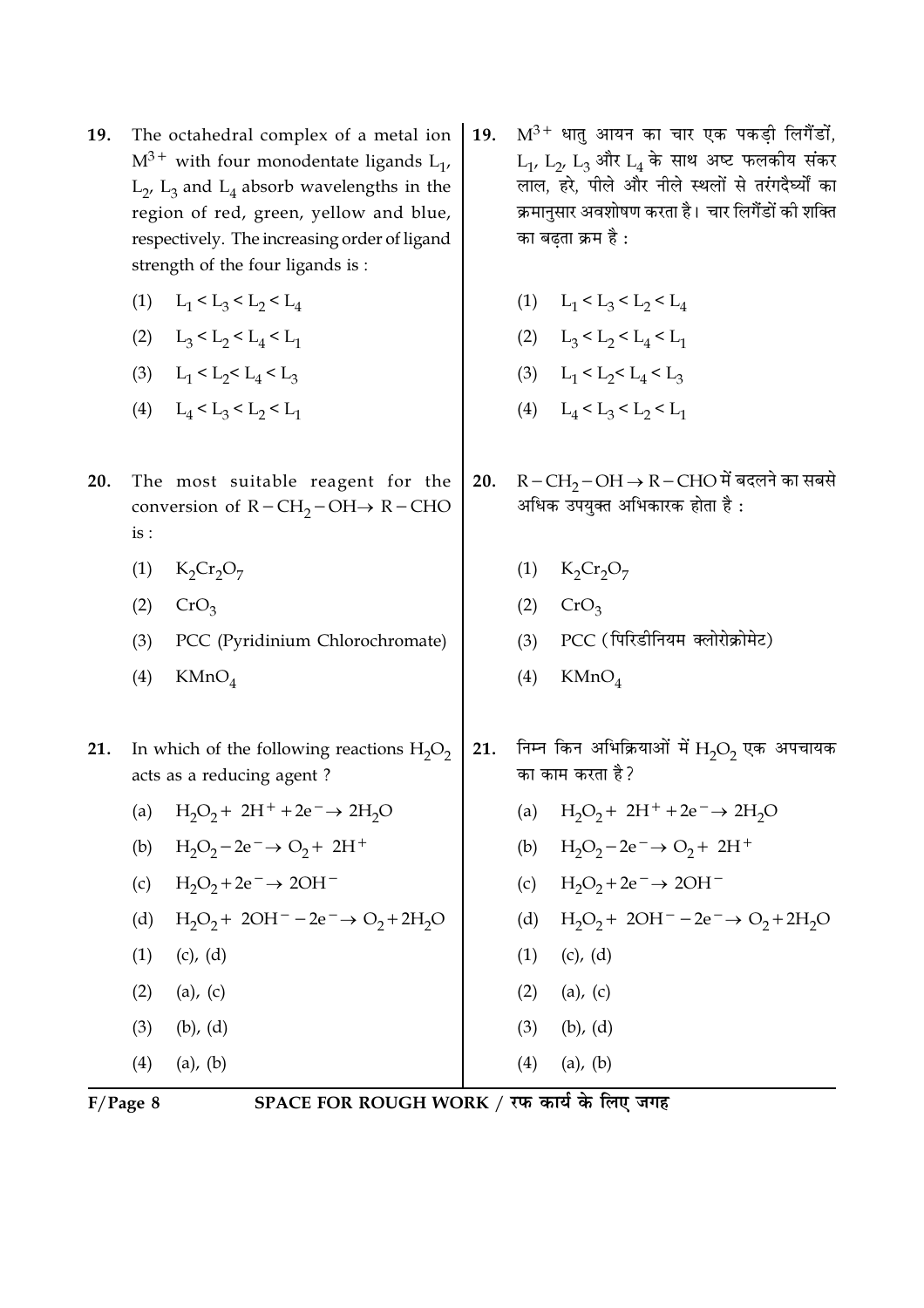19. The octahedral complex of a metal ion $M^{3+}$ with four monodentate ligands $L_1$, $L_2$, $L_3$ and $L_4$ absorb wavelengths in the region of red, green, yellow and blue, respectively. The increasing order of ligand strength of the four ligands is :

(1) $L_1 < L_3 < L_2 < L_4$

(2) $L_3 < L_2 < L_4 < L_1$

(3) $L_1 < L_2 < L_4 < L_3$

(4) $L_4 < L_3 < L_2 < L_1$

19. $M^{3+}$ धातु आयन का चार एक पकड़ी लिगैंडों, $L_1$, $L_2$, $L_3$ और $L_4$ के साथ अष्ट फलकीय संकर लाल, हरे, पीले और नीले स्थलों से तरंगदैर्घ्यों का क्रमानुसार अवशोषण करता है। चार लिगैंडों की शक्ति का बढ़ता क्रम है :

(1) $L_1 < L_3 < L_2 < L_4$

(2) $L_3 < L_2 < L_4 < L_1$

(3) $L_1 < L_2 < L_4 < L_3$

(4) $L_4 < L_3 < L_2 < L_1$

20. The most suitable reagent for the conversion of $R-CH_2-OH \rightarrow R-CHO$ is :

(1) $K_2Cr_2O_7$

(2) $CrO_3$

(3) PCC (Pyridinium Chlorochromate)

(4) $KMnO_4$

20. $R-CH_2-OH \rightarrow R-CHO$ में बदलने का सबसे अधिक उपयुक्त अभिकारक होता है :

(1) $K_2Cr_2O_7$

(2) $CrO_3$

(3) PCC (पिरिडीनियम क्लोरोक्रोमेट)

(4) $KMnO_4$

21. In which of the following reactions $H_2O_2$ acts as a reducing agent ?

(a) $H_2O_2 + 2H^+ + 2e^- \rightarrow 2H_2O$

(b) $H_2O_2 - 2e^- \rightarrow O_2 + 2H^+$

(c) $H_2O_2 + 2e^- \rightarrow 2OH^-$

(d) $H_2O_2 + 2OH^- - 2e^- \rightarrow O_2 + 2H_2O$

(1) (c), (d)

(2) (a), (c)

(3) (b), (d)

(4) (a), (b)

21. निम्न किन अभिक्रियाओं में $H_2O_2$ एक अपचायक का काम करता है ?

(a) $H_2O_2 + 2H^+ + 2e^- \rightarrow 2H_2O$

(b) $H_2O_2 - 2e^- \rightarrow O_2 + 2H^+$

(c) $H_2O_2 + 2e^- \rightarrow 2OH^-$

(d) $H_2O_2 + 2OH^- - 2e^- \rightarrow O_2 + 2H_2O$

(1) (c), (d)

(2) (a), (c)

(3) (b), (d)

(4) (a), (b)

SPACE FOR ROUGH WORK / रफ कार्य के लिए जगह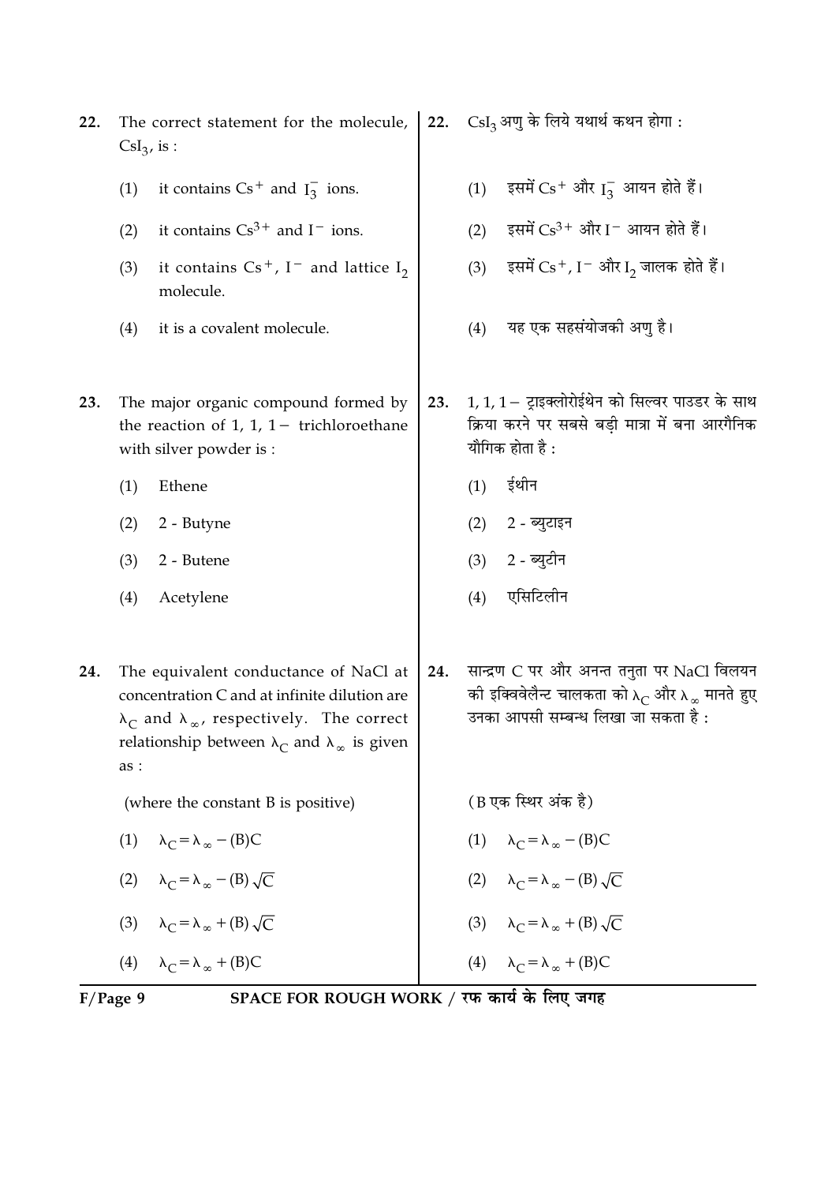22. The correct statement for the molecule, $CsI_3$, is :

 (1) it contains $Cs^+$ and $I_3^-$ ions.

 (2) it contains $Cs^{3+}$ and $I^-$ ions.

 (3) it contains $Cs^+$, $I^-$ and lattice $I_2$ molecule.

 (4) it is a covalent molecule.

22. $CsI_3$ अणु के लिये यथार्थ कथन होगा :

 (1) इसमें $Cs^+$ और $I_3^-$ आयन होते हैं।

 (2) इसमें $Cs^{3+}$ और $I^-$ आयन होते हैं।

 (3) इसमें $Cs^+$, $I^-$ और $I_2$ जालक होते हैं।

 (4) यह एक सहसंयोजकी अणु है।

23. The major organic compound formed by the reaction of 1, 1, 1 − trichloroethane with silver powder is :

 (1) Ethene

 (2) 2 - Butyne

 (3) 2 - Butene

 (4) Acetylene

23. 1, 1, 1 − ट्राइक्लोरोईथेन को सिल्वर पाउडर के साथ क्रिया करने पर सबसे बड़ी मात्रा में बना आरगैनिक यौगिक होता है :

 (1) ईथीन

 (2) 2 - ब्युटाइन

 (3) 2 - ब्युटीन

 (4) एसिटिलीन

24. The equivalent conductance of NaCl at concentration C and at infinite dilution are $\lambda_C$ and $\lambda_\infty$, respectively. The correct relationship between $\lambda_C$ and $\lambda_\infty$ is given as :

 (where the constant B is positive)

 (1) $\lambda_C = \lambda_\infty - (B)C$

 (2) $\lambda_C = \lambda_\infty - (B)\sqrt{C}$

 (3) $\lambda_C = \lambda_\infty + (B)\sqrt{C}$

 (4) $\lambda_C = \lambda_\infty + (B)C$

24. सान्द्रण C पर और अनन्त तनुता पर NaCl विलयन की इक्विवेलैन्ट चालकता को $\lambda_C$ और $\lambda_\infty$ मानते हुए उनका आपसी सम्बन्ध लिखा जा सकता है :

 (B एक स्थिर अंक है)

 (1) $\lambda_C = \lambda_\infty - (B)C$

 (2) $\lambda_C = \lambda_\infty - (B)\sqrt{C}$

 (3) $\lambda_C = \lambda_\infty + (B)\sqrt{C}$

 (4) $\lambda_C = \lambda_\infty + (B)C$

SPACE FOR ROUGH WORK / रफ कार्य के लिए जगह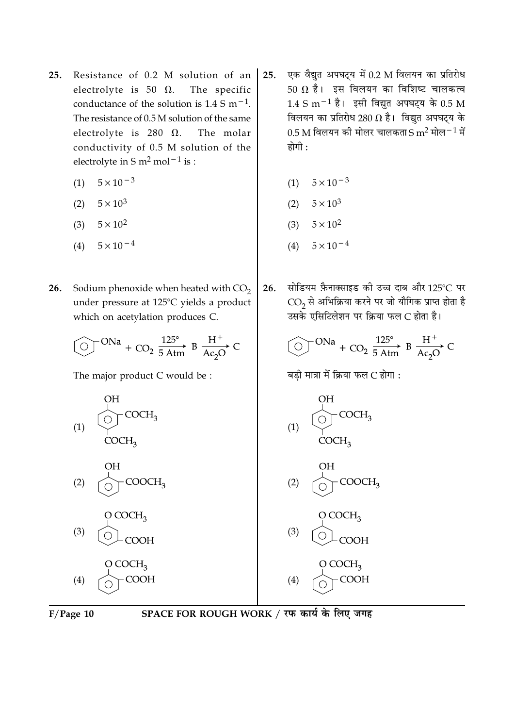25. Resistance of 0.2 M solution of an electrolyte is 50 Ω. The specific conductance of the solution is 1.4 S $m^{-1}$. The resistance of 0.5 M solution of the same electrolyte is 280 Ω. The molar conductivity of 0.5 M solution of the electrolyte in S $m^2$ $mol^{-1}$ is :

(1) $5 \times 10^{-3}$

(2) $5 \times 10^{3}$

(3) $5 \times 10^{2}$

(4) $5 \times 10^{-4}$

25. एक वैद्युत अपघट्य में 0.2 M विलयन का प्रतिरोध 50 Ω है। इस विलयन का विशिष्ट चालकत्व 1.4 S $m^{-1}$ है। इसी विद्युत अपघट्य के 0.5 M विलयन का प्रतिरोध 280 Ω है। विद्युत अपघट्य के 0.5 M विलयन की मोलर चालकता S $m^2$ मोल$^{-1}$ में होगी :

(1) $5 \times 10^{-3}$

(2) $5 \times 10^{3}$

(3) $5 \times 10^{2}$

(4) $5 \times 10^{-4}$

26. Sodium phenoxide when heated with $CO_2$ under pressure at 125°C yields a product which on acetylation produces C.

$$C_6H_5ONa + CO_2 \xrightarrow[5\text{ Atm}]{125^\circ} B \xrightarrow[Ac_2O]{H^+} C$$

The major product C would be :

(1) Benzene ring with OH, $COCH_3$ (ortho) and $COCH_3$ (para)

(2) Benzene ring with OH and $COOCH_3$ (ortho)

(3) Benzene ring with $OCOCH_3$ and COOH (meta)

(4) Benzene ring with $OCOCH_3$ and COOH (ortho)

26. सोडियम फ़ैनाक्साइड की उच्च दाब और 125°C पर $CO_2$ से अभिक्रिया करने पर जो यौगिक प्राप्त होता है उसके एसिटिलेशन पर क्रिया फल C होता है।

$$C_6H_5ONa + CO_2 \xrightarrow[5\text{ Atm}]{125^\circ} B \xrightarrow[Ac_2O]{H^+} C$$

बड़ी मात्रा में क्रिया फल C होगा :

(1) Benzene ring with OH, $COCH_3$ (ortho) and $COCH_3$ (para)

(2) Benzene ring with OH and $COOCH_3$ (ortho)

(3) Benzene ring with $OCOCH_3$ and COOH (meta)

(4) Benzene ring with $OCOCH_3$ and COOH (ortho)

SPACE FOR ROUGH WORK / रफ कार्य के लिए जगह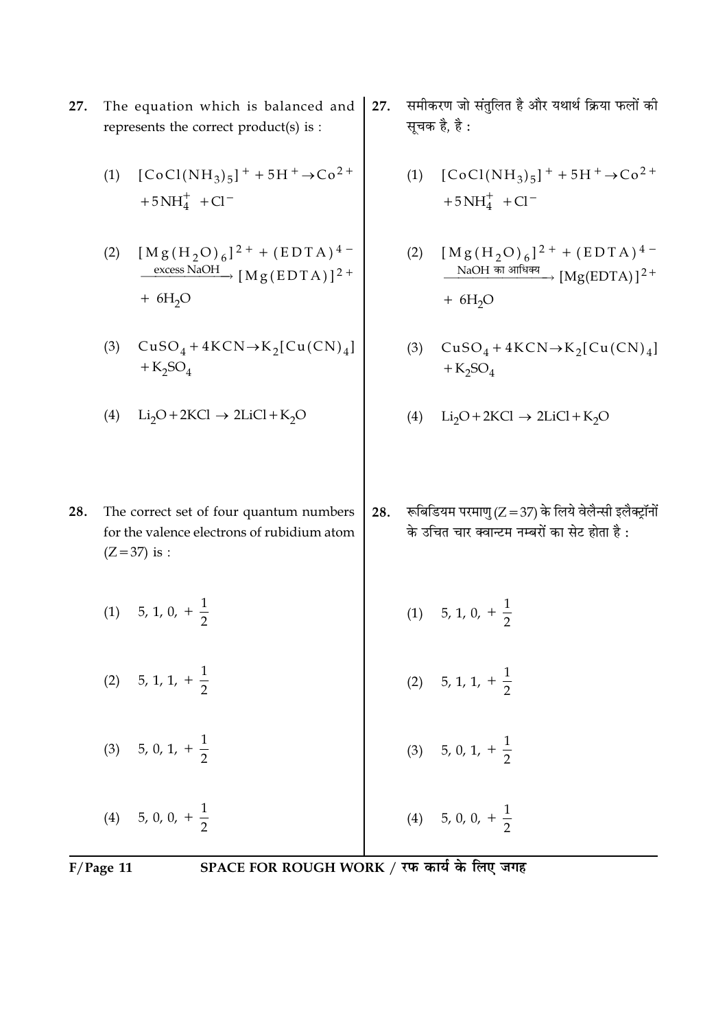27. The equation which is balanced and represents the correct product(s) is :

   (1) $[CoCl(NH_3)_5]^+ + 5H^+ \rightarrow Co^{2+} + 5NH_4^+ + Cl^-$

   (2) $[Mg(H_2O)_6]^{2+} + (EDTA)^{4-} \xrightarrow{\text{excess NaOH}} [Mg(EDTA)]^{2+} + 6H_2O$

   (3) $CuSO_4 + 4KCN \rightarrow K_2[Cu(CN)_4] + K_2SO_4$

   (4) $Li_2O + 2KCl \rightarrow 2LiCl + K_2O$

27. समीकरण जो संतुलित है और यथार्थ क्रिया फलों की सूचक है, है :

   (1) $[CoCl(NH_3)_5]^+ + 5H^+ \rightarrow Co^{2+} + 5NH_4^+ + Cl^-$

   (2) $[Mg(H_2O)_6]^{2+} + (EDTA)^{4-} \xrightarrow{\text{NaOH का आधिक्य}} [Mg(EDTA)]^{2+} + 6H_2O$

   (3) $CuSO_4 + 4KCN \rightarrow K_2[Cu(CN)_4] + K_2SO_4$

   (4) $Li_2O + 2KCl \rightarrow 2LiCl + K_2O$

28. The correct set of four quantum numbers for the valence electrons of rubidium atom $(Z=37)$ is :

   (1) $5, 1, 0, +\frac{1}{2}$

   (2) $5, 1, 1, +\frac{1}{2}$

   (3) $5, 0, 1, +\frac{1}{2}$

   (4) $5, 0, 0, +\frac{1}{2}$

28. रूबिडियम परमाणु $(Z=37)$ के लिये वेलैन्सी इलैक्ट्रॉनों के उचित चार क्वान्टम नम्बरों का सेट होता है :

   (1) $5, 1, 0, +\frac{1}{2}$

   (2) $5, 1, 1, +\frac{1}{2}$

   (3) $5, 0, 1, +\frac{1}{2}$

   (4) $5, 0, 0, +\frac{1}{2}$

SPACE FOR ROUGH WORK / रफ कार्य के लिए जगह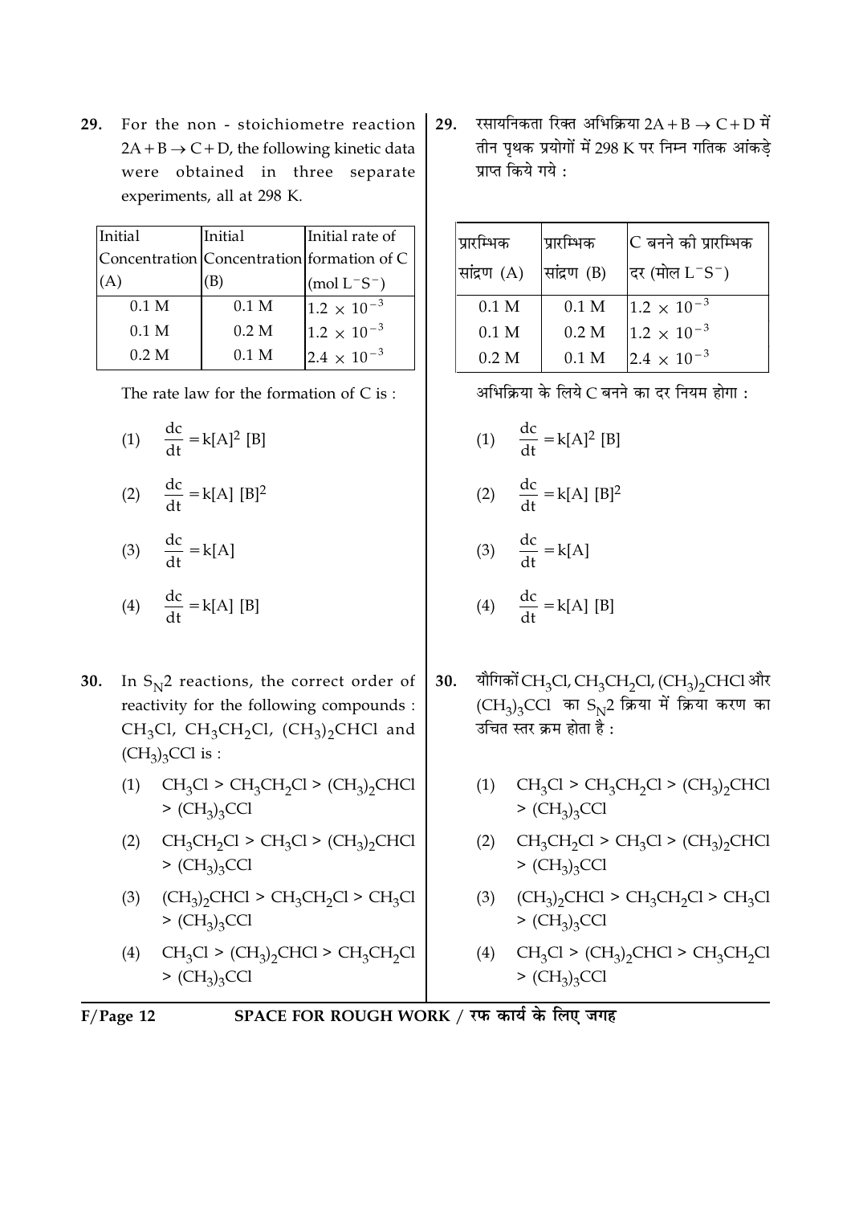**29.** For the non - stoichiometre reaction $2A + B \rightarrow C + D$, the following kinetic data were obtained in three separate experiments, all at 298 K.

| Initial Concentration (A) | Initial Concentration (B) | Initial rate of formation of C ($mol\ L^{-}S^{-}$) |
|---|---|---|
| 0.1 M | 0.1 M | $1.2 \times 10^{-3}$ |
| 0.1 M | 0.2 M | $1.2 \times 10^{-3}$ |
| 0.2 M | 0.1 M | $2.4 \times 10^{-3}$ |

The rate law for the formation of C is :

(1) $\frac{dc}{dt} = k[A]^2 [B]$

(2) $\frac{dc}{dt} = k[A] [B]^2$

(3) $\frac{dc}{dt} = k[A]$

(4) $\frac{dc}{dt} = k[A] [B]$

**29.** रसायनिकता रिक्त अभिक्रिया $2A + B \rightarrow C + D$ में तीन पृथक प्रयोगों में 298 K पर निम्न गतिक आंकड़े प्राप्त किये गये :

| प्रारम्भिक सांद्रण (A) | प्रारम्भिक सांद्रण (B) | C बनने की प्रारम्भिक दर (मोल $L^{-}S^{-}$) |
|---|---|---|
| 0.1 M | 0.1 M | $1.2 \times 10^{-3}$ |
| 0.1 M | 0.2 M | $1.2 \times 10^{-3}$ |
| 0.2 M | 0.1 M | $2.4 \times 10^{-3}$ |

अभिक्रिया के लिये C बनने का दर नियम होगा :

(1) $\frac{dc}{dt} = k[A]^2 [B]$

(2) $\frac{dc}{dt} = k[A] [B]^2$

(3) $\frac{dc}{dt} = k[A]$

(4) $\frac{dc}{dt} = k[A] [B]$

**30.** In $S_N2$ reactions, the correct order of reactivity for the following compounds : $CH_3Cl$, $CH_3CH_2Cl$, $(CH_3)_2CHCl$ and $(CH_3)_3CCl$ is :

(1) $CH_3Cl > CH_3CH_2Cl > (CH_3)_2CHCl > (CH_3)_3CCl$

(2) $CH_3CH_2Cl > CH_3Cl > (CH_3)_2CHCl > (CH_3)_3CCl$

(3) $(CH_3)_2CHCl > CH_3CH_2Cl > CH_3Cl > (CH_3)_3CCl$

(4) $CH_3Cl > (CH_3)_2CHCl > CH_3CH_2Cl > (CH_3)_3CCl$

**30.** यौगिकों $CH_3Cl$, $CH_3CH_2Cl$, $(CH_3)_2CHCl$ और $(CH_3)_3CCl$ का $S_N2$ क्रिया में क्रिया करण का उचित स्तर क्रम होता है :

(1) $CH_3Cl > CH_3CH_2Cl > (CH_3)_2CHCl > (CH_3)_3CCl$

(2) $CH_3CH_2Cl > CH_3Cl > (CH_3)_2CHCl > (CH_3)_3CCl$

(3) $(CH_3)_2CHCl > CH_3CH_2Cl > CH_3Cl > (CH_3)_3CCl$

(4) $CH_3Cl > (CH_3)_2CHCl > CH_3CH_2Cl > (CH_3)_3CCl$

SPACE FOR ROUGH WORK / रफ कार्य के लिए जगह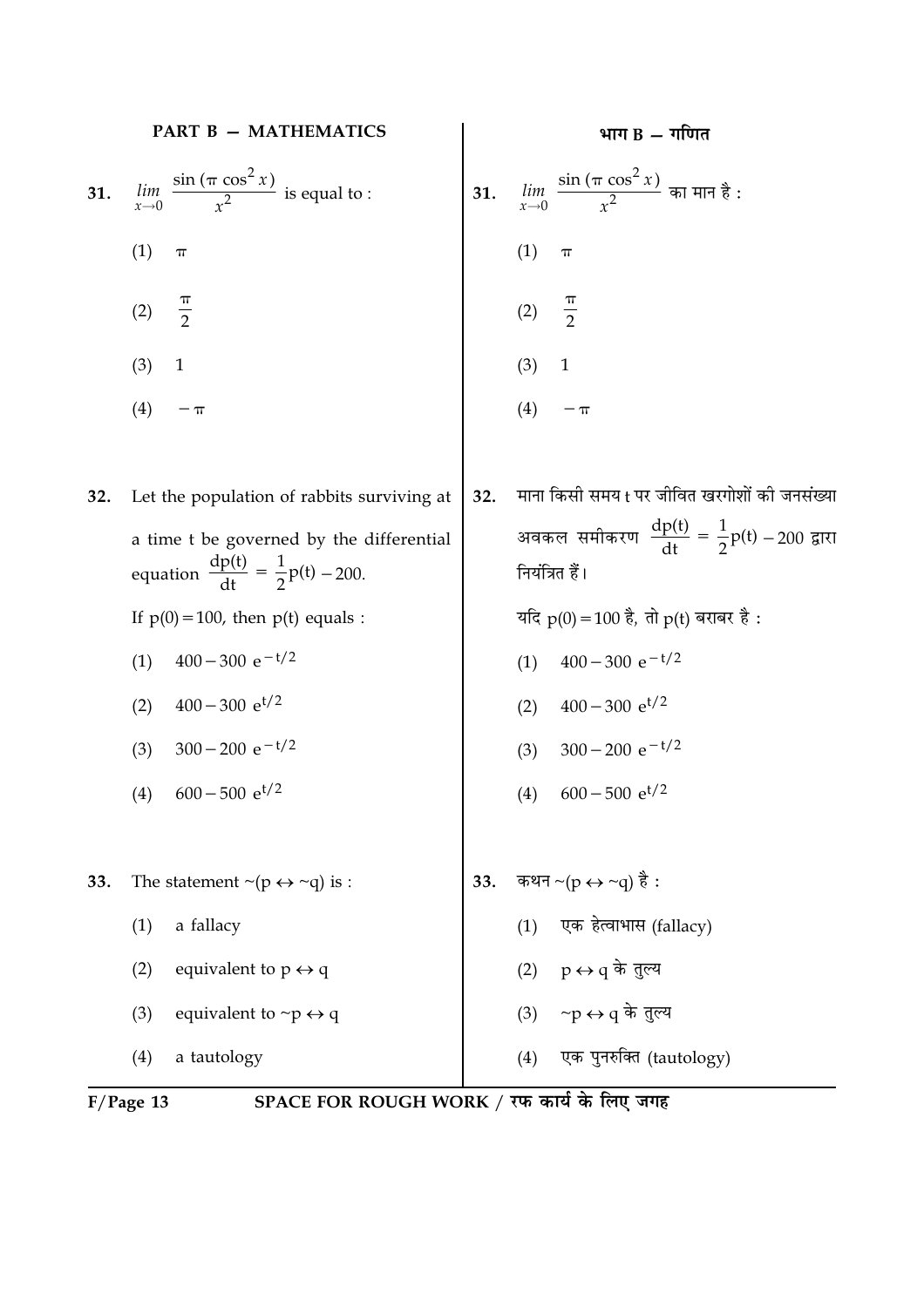## PART B — MATHEMATICS

**31.** $\lim\limits_{x \to 0} \dfrac{\sin(\pi \cos^2 x)}{x^2}$ is equal to :

(1) $\pi$

(2) $\dfrac{\pi}{2}$

(3) $1$

(4) $-\pi$

**32.** Let the population of rabbits surviving at a time t be governed by the differential equation $\dfrac{dp(t)}{dt} = \dfrac{1}{2}p(t) - 200.$

If $p(0) = 100$, then $p(t)$ equals :

(1) $400 - 300\ e^{-t/2}$

(2) $400 - 300\ e^{t/2}$

(3) $300 - 200\ e^{-t/2}$

(4) $600 - 500\ e^{t/2}$

**33.** The statement $\sim(p \leftrightarrow \sim q)$ is :

(1) a fallacy

(2) equivalent to $p \leftrightarrow q$

(3) equivalent to $\sim p \leftrightarrow q$

(4) a tautology

## भाग B — गणित

**31.** $\lim\limits_{x \to 0} \dfrac{\sin(\pi \cos^2 x)}{x^2}$ का मान है :

(1) $\pi$

(2) $\dfrac{\pi}{2}$

(3) $1$

(4) $-\pi$

**32.** माना किसी समय t पर जीवित खरगोशों की जनसंख्या अवकल समीकरण $\dfrac{dp(t)}{dt} = \dfrac{1}{2}p(t) - 200$ द्वारा नियंत्रित हैं।

यदि $p(0) = 100$ है, तो $p(t)$ बराबर है :

(1) $400 - 300\ e^{-t/2}$

(2) $400 - 300\ e^{t/2}$

(3) $300 - 200\ e^{-t/2}$

(4) $600 - 500\ e^{t/2}$

**33.** कथन $\sim(p \leftrightarrow \sim q)$ है :

(1) एक हेत्वाभास (fallacy)

(2) $p \leftrightarrow q$ के तुल्य

(3) $\sim p \leftrightarrow q$ के तुल्य

(4) एक पुनरुक्ति (tautology)

SPACE FOR ROUGH WORK / रफ कार्य के लिए जगह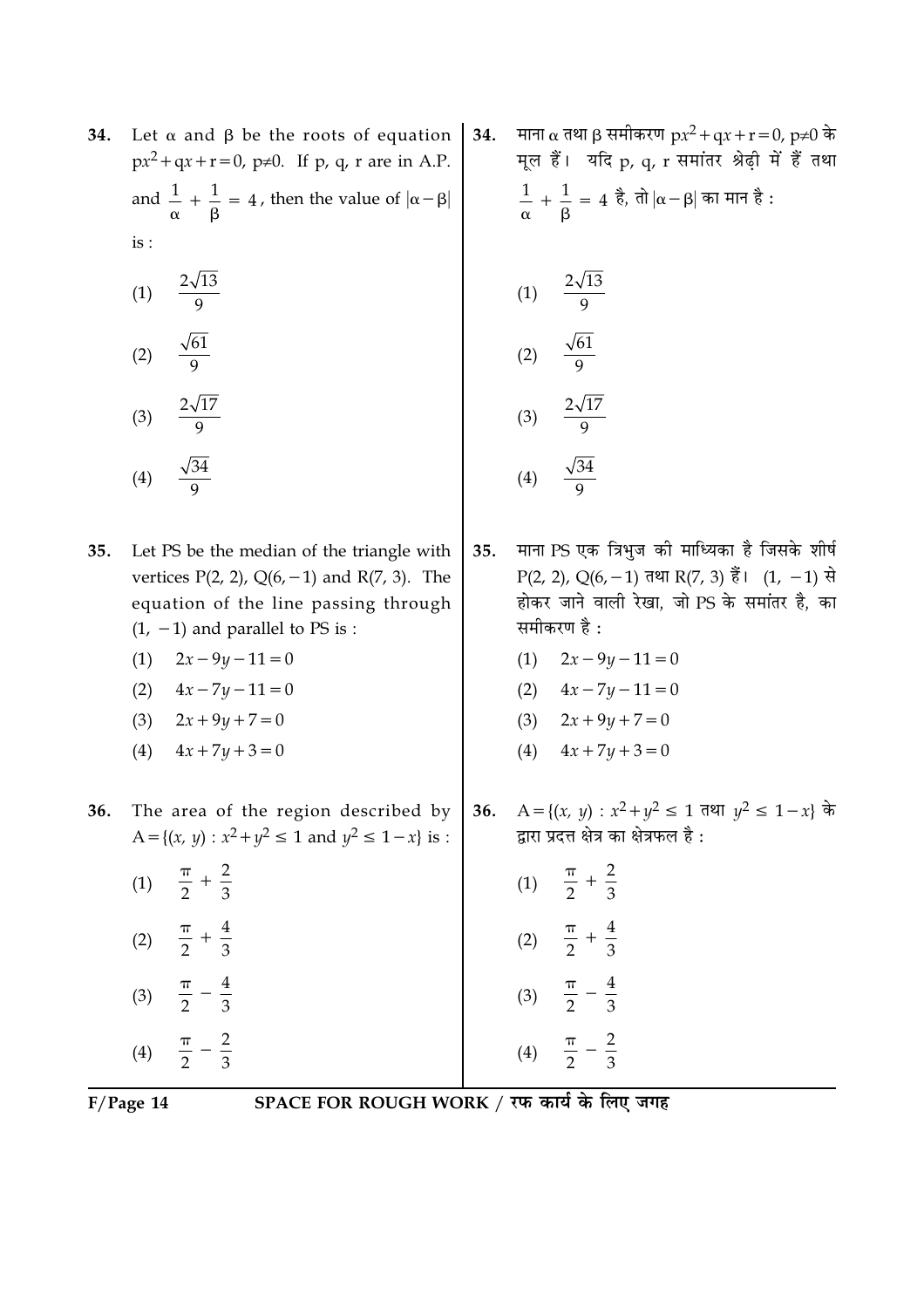34. Let $\alpha$ and $\beta$ be the roots of equation $px^2+qx+r=0$, $p\neq0$. If p, q, r are in A.P. and $\frac{1}{\alpha}+\frac{1}{\beta}=4$, then the value of $|\alpha-\beta|$ is :

(1) $\frac{2\sqrt{13}}{9}$

(2) $\frac{\sqrt{61}}{9}$

(3) $\frac{2\sqrt{17}}{9}$

(4) $\frac{\sqrt{34}}{9}$

34. माना $\alpha$ तथा $\beta$ समीकरण $px^2+qx+r=0$, $p\neq0$ के मूल हैं। यदि p, q, r समांतर श्रेढ़ी में हैं तथा $\frac{1}{\alpha}+\frac{1}{\beta}=4$ है, तो $|\alpha-\beta|$ का मान है :

(1) $\frac{2\sqrt{13}}{9}$

(2) $\frac{\sqrt{61}}{9}$

(3) $\frac{2\sqrt{17}}{9}$

(4) $\frac{\sqrt{34}}{9}$

35. Let PS be the median of the triangle with vertices P(2, 2), Q(6, −1) and R(7, 3). The equation of the line passing through (1, −1) and parallel to PS is :

(1) $2x-9y-11=0$

(2) $4x-7y-11=0$

(3) $2x+9y+7=0$

(4) $4x+7y+3=0$

35. माना PS एक त्रिभुज की माध्यिका है जिसके शीर्ष P(2, 2), Q(6, −1) तथा R(7, 3) हैं। (1, −1) से होकर जाने वाली रेखा, जो PS के समांतर है, का समीकरण है :

(1) $2x-9y-11=0$

(2) $4x-7y-11=0$

(3) $2x+9y+7=0$

(4) $4x+7y+3=0$

36. The area of the region described by $A=\{(x, y) : x^2+y^2\leq 1 \text{ and } y^2\leq 1-x\}$ is :

(1) $\frac{\pi}{2}+\frac{2}{3}$

(2) $\frac{\pi}{2}+\frac{4}{3}$

(3) $\frac{\pi}{2}-\frac{4}{3}$

(4) $\frac{\pi}{2}-\frac{2}{3}$

36. $A=\{(x, y) : x^2+y^2\leq 1$ तथा $y^2\leq 1-x\}$ के द्वारा प्रदत्त क्षेत्र का क्षेत्रफल है :

(1) $\frac{\pi}{2}+\frac{2}{3}$

(2) $\frac{\pi}{2}+\frac{4}{3}$

(3) $\frac{\pi}{2}-\frac{4}{3}$

(4) $\frac{\pi}{2}-\frac{2}{3}$

SPACE FOR ROUGH WORK / रफ कार्य के लिए जगह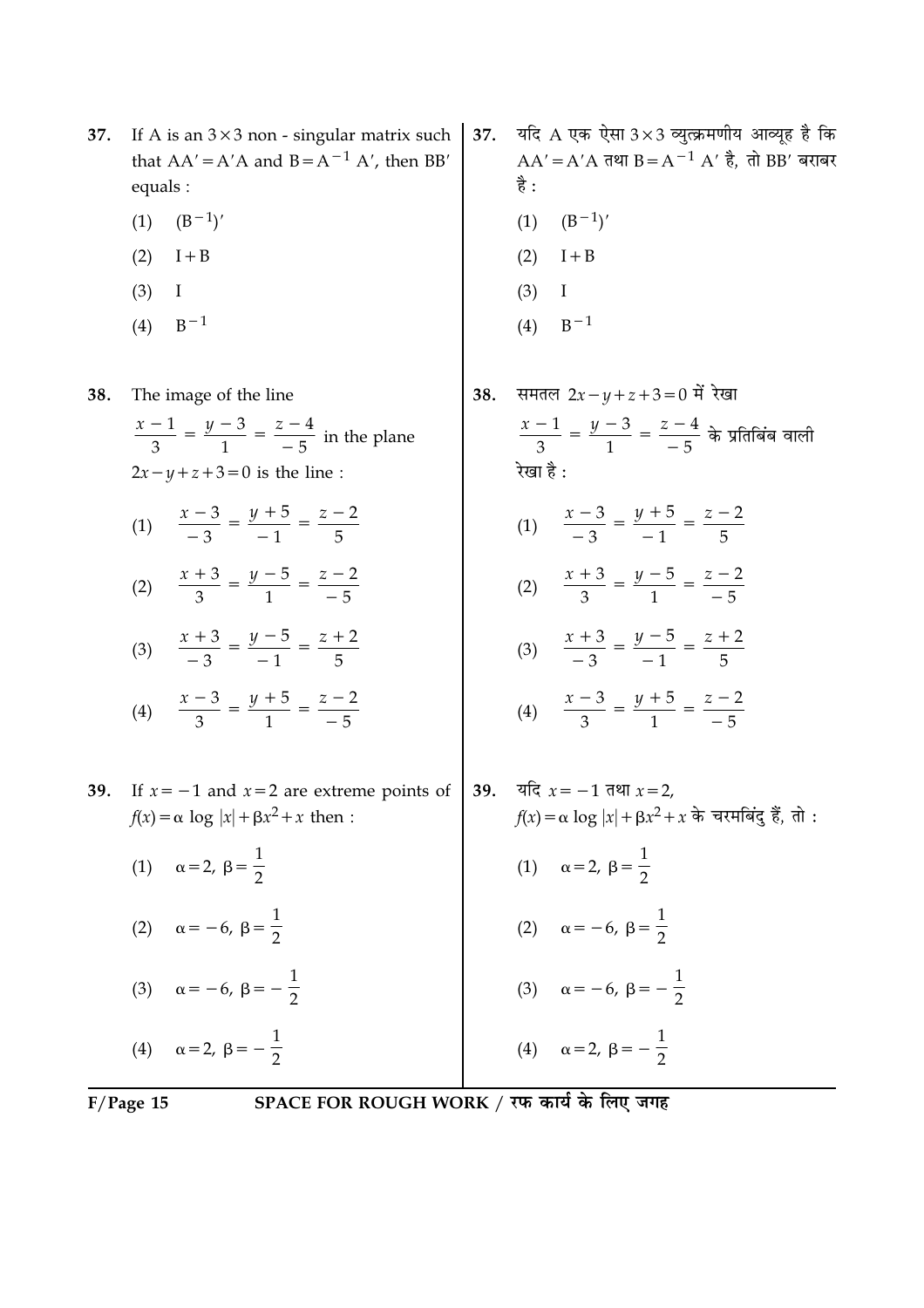37. If A is an $3 \times 3$ non - singular matrix such that $AA' = A'A$ and $B = A^{-1} A'$, then $BB'$ equals :

(1) $(B^{-1})'$

(2) $I + B$

(3) $I$

(4) $B^{-1}$

37. यदि A एक ऐसा $3 \times 3$ व्युत्क्रमणीय आव्यूह है कि $AA' = A'A$ तथा $B = A^{-1} A'$ है, तो $BB'$ बराबर है :

(1) $(B^{-1})'$

(2) $I + B$

(3) $I$

(4) $B^{-1}$

38. The image of the line $\frac{x-1}{3} = \frac{y-3}{1} = \frac{z-4}{-5}$ in the plane $2x - y + z + 3 = 0$ is the line :

(1) $\frac{x-3}{-3} = \frac{y+5}{-1} = \frac{z-2}{5}$

(2) $\frac{x+3}{3} = \frac{y-5}{1} = \frac{z-2}{-5}$

(3) $\frac{x+3}{-3} = \frac{y-5}{-1} = \frac{z+2}{5}$

(4) $\frac{x-3}{3} = \frac{y+5}{1} = \frac{z-2}{-5}$

38. समतल $2x - y + z + 3 = 0$ में रेखा $\frac{x-1}{3} = \frac{y-3}{1} = \frac{z-4}{-5}$ के प्रतिबिंब वाली रेखा है :

(1) $\frac{x-3}{-3} = \frac{y+5}{-1} = \frac{z-2}{5}$

(2) $\frac{x+3}{3} = \frac{y-5}{1} = \frac{z-2}{-5}$

(3) $\frac{x+3}{-3} = \frac{y-5}{-1} = \frac{z+2}{5}$

(4) $\frac{x-3}{3} = \frac{y+5}{1} = \frac{z-2}{-5}$

39. If $x = -1$ and $x = 2$ are extreme points of $f(x) = \alpha \log |x| + \beta x^2 + x$ then :

(1) $\alpha = 2, \ \beta = \frac{1}{2}$

(2) $\alpha = -6, \ \beta = \frac{1}{2}$

(3) $\alpha = -6, \ \beta = -\frac{1}{2}$

(4) $\alpha = 2, \ \beta = -\frac{1}{2}$

39. यदि $x = -1$ तथा $x = 2$, $f(x) = \alpha \log |x| + \beta x^2 + x$ के चरमबिंदु हैं, तो :

(1) $\alpha = 2, \ \beta = \frac{1}{2}$

(2) $\alpha = -6, \ \beta = \frac{1}{2}$

(3) $\alpha = -6, \ \beta = -\frac{1}{2}$

(4) $\alpha = 2, \ \beta = -\frac{1}{2}$

SPACE FOR ROUGH WORK / रफ कार्य के लिए जगह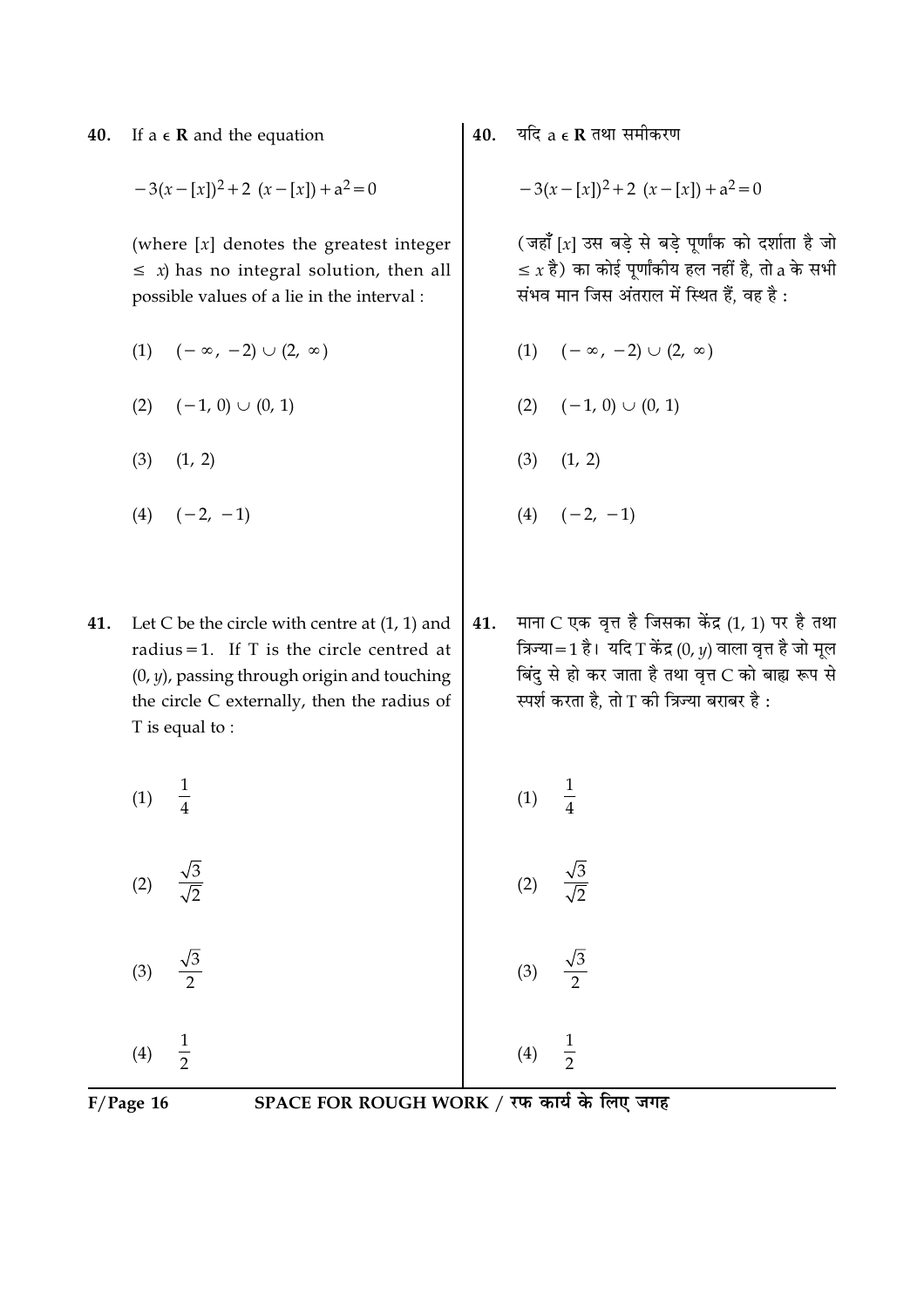40. If a $\in$ **R** and the equation

$$-3(x-[x])^2+2\ (x-[x])+a^2=0$$

(where $[x]$ denotes the greatest integer $\leq x$) has no integral solution, then all possible values of a lie in the interval :

(1) $(-\infty,\ -2) \cup (2,\ \infty)$

(2) $(-1,\ 0) \cup (0,\ 1)$

(3) $(1,\ 2)$

(4) $(-2,\ -1)$

40. यदि a $\in$ **R** तथा समीकरण

$$-3(x-[x])^2+2\ (x-[x])+a^2=0$$

(जहाँ $[x]$ उस बड़े से बड़े पूर्णांक को दर्शाता है जो $\leq x$ है) का कोई पूर्णांकीय हल नहीं है, तो a के सभी संभव मान जिस अंतराल में स्थित हैं, वह है :

(1) $(-\infty,\ -2) \cup (2,\ \infty)$

(2) $(-1,\ 0) \cup (0,\ 1)$

(3) $(1,\ 2)$

(4) $(-2,\ -1)$

41. Let C be the circle with centre at (1, 1) and radius = 1. If T is the circle centred at (0, $y$), passing through origin and touching the circle C externally, then the radius of T is equal to :

(1) $\frac{1}{4}$

(2) $\frac{\sqrt{3}}{\sqrt{2}}$

(3) $\frac{\sqrt{3}}{2}$

(4) $\frac{1}{2}$

41. माना C एक वृत्त है जिसका केंद्र (1, 1) पर है तथा त्रिज्या = 1 है। यदि T केंद्र (0, $y$) वाला वृत्त है जो मूल बिंदु से हो कर जाता है तथा वृत्त C को बाह्य रूप से स्पर्श करता है, तो T की त्रिज्या बराबर है :

(1) $\frac{1}{4}$

(2) $\frac{\sqrt{3}}{\sqrt{2}}$

(3) $\frac{\sqrt{3}}{2}$

(4) $\frac{1}{2}$

SPACE FOR ROUGH WORK / रफ कार्य के लिए जगह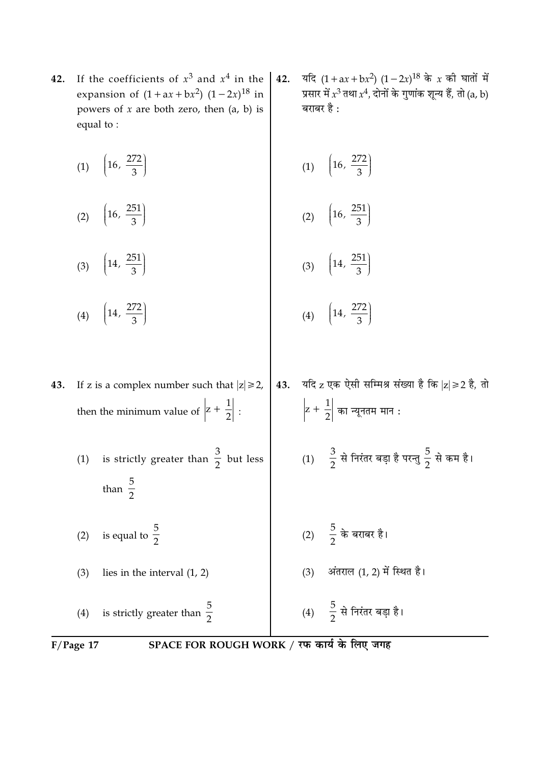42. If the coefficients of $x^3$ and $x^4$ in the expansion of $(1 + ax + bx^2)(1 - 2x)^{18}$ in powers of $x$ are both zero, then (a, b) is equal to :

(1) $\left(16, \frac{272}{3}\right)$

(2) $\left(16, \frac{251}{3}\right)$

(3) $\left(14, \frac{251}{3}\right)$

(4) $\left(14, \frac{272}{3}\right)$

42. यदि $(1 + ax + bx^2)(1 - 2x)^{18}$ के $x$ की घातों में प्रसार में $x^3$ तथा $x^4$, दोनों के गुणांक शून्य हैं, तो (a, b) बराबर है :

(1) $\left(16, \frac{272}{3}\right)$

(2) $\left(16, \frac{251}{3}\right)$

(3) $\left(14, \frac{251}{3}\right)$

(4) $\left(14, \frac{272}{3}\right)$

43. If z is a complex number such that $|z| \geq 2$, then the minimum value of $\left|z + \frac{1}{2}\right|$ :

(1) is strictly greater than $\frac{3}{2}$ but less than $\frac{5}{2}$

(2) is equal to $\frac{5}{2}$

(3) lies in the interval (1, 2)

(4) is strictly greater than $\frac{5}{2}$

43. यदि z एक ऐसी सम्मिश्र संख्या है कि $|z| \geq 2$ है, तो $\left|z + \frac{1}{2}\right|$ का न्यूनतम मान :

(1) $\frac{3}{2}$ से निरंतर बड़ा है परन्तु $\frac{5}{2}$ से कम है।

(2) $\frac{5}{2}$ के बराबर है।

(3) अंतराल (1, 2) में स्थित है।

(4) $\frac{5}{2}$ से निरंतर बड़ा है।

SPACE FOR ROUGH WORK / रफ कार्य के लिए जगह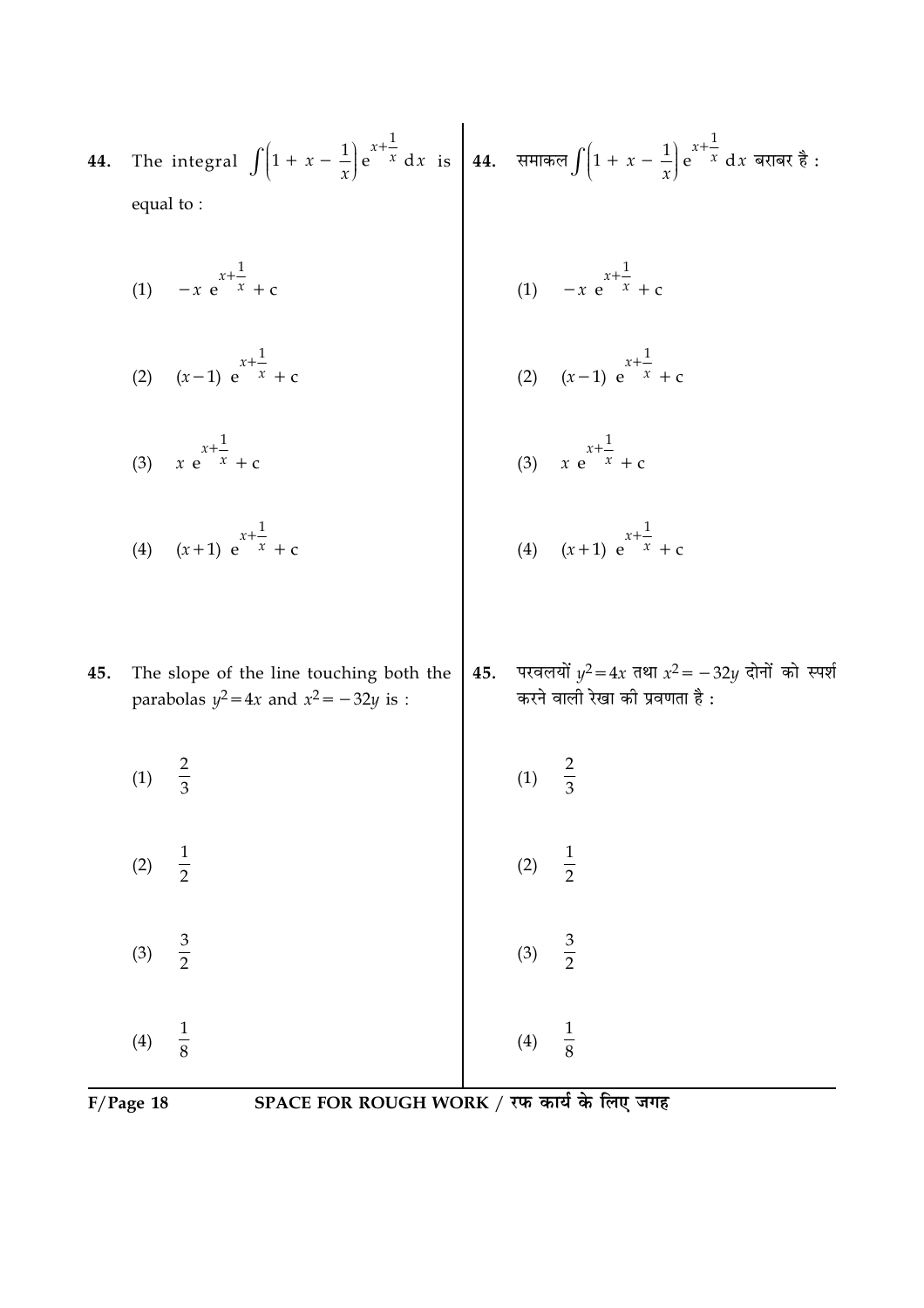44. The integral $\int\left(1 + x - \frac{1}{x}\right)e^{x+\frac{1}{x}}\,dx$ is equal to :

(1) $-x\,e^{x+\frac{1}{x}} + c$

(2) $(x-1)\,e^{x+\frac{1}{x}} + c$

(3) $x\,e^{x+\frac{1}{x}} + c$

(4) $(x+1)\,e^{x+\frac{1}{x}} + c$

44. समाकल $\int\left(1 + x - \frac{1}{x}\right)e^{x+\frac{1}{x}}\,dx$ बराबर है :

(1) $-x\,e^{x+\frac{1}{x}} + c$

(2) $(x-1)\,e^{x+\frac{1}{x}} + c$

(3) $x\,e^{x+\frac{1}{x}} + c$

(4) $(x+1)\,e^{x+\frac{1}{x}} + c$

45. The slope of the line touching both the parabolas $y^2=4x$ and $x^2=-32y$ is :

(1) $\frac{2}{3}$

(2) $\frac{1}{2}$

(3) $\frac{3}{2}$

(4) $\frac{1}{8}$

45. परवलयों $y^2=4x$ तथा $x^2=-32y$ दोनों को स्पर्श करने वाली रेखा की प्रवणता है :

(1) $\frac{2}{3}$

(2) $\frac{1}{2}$

(3) $\frac{3}{2}$

(4) $\frac{1}{8}$

SPACE FOR ROUGH WORK / रफ कार्य के लिए जगह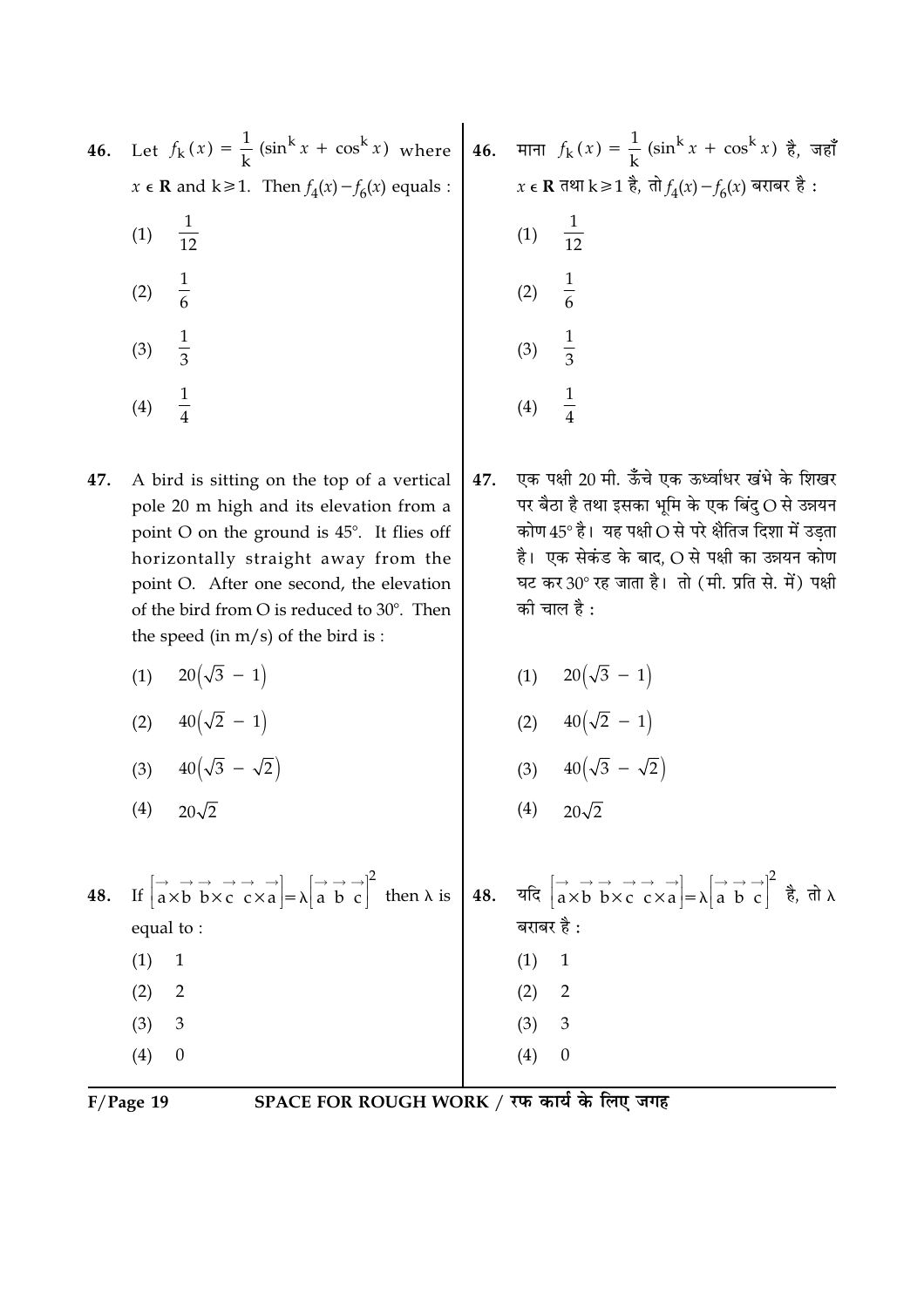46. Let $f_k(x) = \frac{1}{k}(\sin^k x + \cos^k x)$ where $x \in \mathbf{R}$ and $k \geq 1$. Then $f_4(x) - f_6(x)$ equals :

(1) $\frac{1}{12}$

(2) $\frac{1}{6}$

(3) $\frac{1}{3}$

(4) $\frac{1}{4}$

46. माना $f_k(x) = \frac{1}{k}(\sin^k x + \cos^k x)$ है, जहाँ $x \in \mathbf{R}$ तथा $k \geq 1$ है, तो $f_4(x) - f_6(x)$ बराबर है :

(1) $\frac{1}{12}$

(2) $\frac{1}{6}$

(3) $\frac{1}{3}$

(4) $\frac{1}{4}$

47. A bird is sitting on the top of a vertical pole 20 m high and its elevation from a point O on the ground is 45°. It flies off horizontally straight away from the point O. After one second, the elevation of the bird from O is reduced to 30°. Then the speed (in m/s) of the bird is :

(1) $20(\sqrt{3} - 1)$

(2) $40(\sqrt{2} - 1)$

(3) $40(\sqrt{3} - \sqrt{2})$

(4) $20\sqrt{2}$

47. एक पक्षी 20 मी. ऊँचे एक ऊर्ध्वाधर खंभे के शिखर पर बैठा है तथा इसका भूमि के एक बिंदु O से उन्नयन कोण 45° है। यह पक्षी O से परे क्षैतिज दिशा में उड़ता है। एक सेकंड के बाद, O से पक्षी का उन्नयन कोण घट कर 30° रह जाता है। तो (मी. प्रति से. में) पक्षी की चाल है :

(1) $20(\sqrt{3} - 1)$

(2) $40(\sqrt{2} - 1)$

(3) $40(\sqrt{3} - \sqrt{2})$

(4) $20\sqrt{2}$

48. If $\left[\vec{a}\times\vec{b}\ \ \vec{b}\times\vec{c}\ \ \vec{c}\times\vec{a}\right] = \lambda\left[\vec{a}\ \vec{b}\ \vec{c}\right]^2$ then $\lambda$ is equal to :

(1) 1

(2) 2

(3) 3

(4) 0

48. यदि $\left[\vec{a}\times\vec{b}\ \ \vec{b}\times\vec{c}\ \ \vec{c}\times\vec{a}\right] = \lambda\left[\vec{a}\ \vec{b}\ \vec{c}\right]^2$ है, तो $\lambda$ बराबर है :

(1) 1

(2) 2

(3) 3

(4) 0

SPACE FOR ROUGH WORK / रफ कार्य के लिए जगह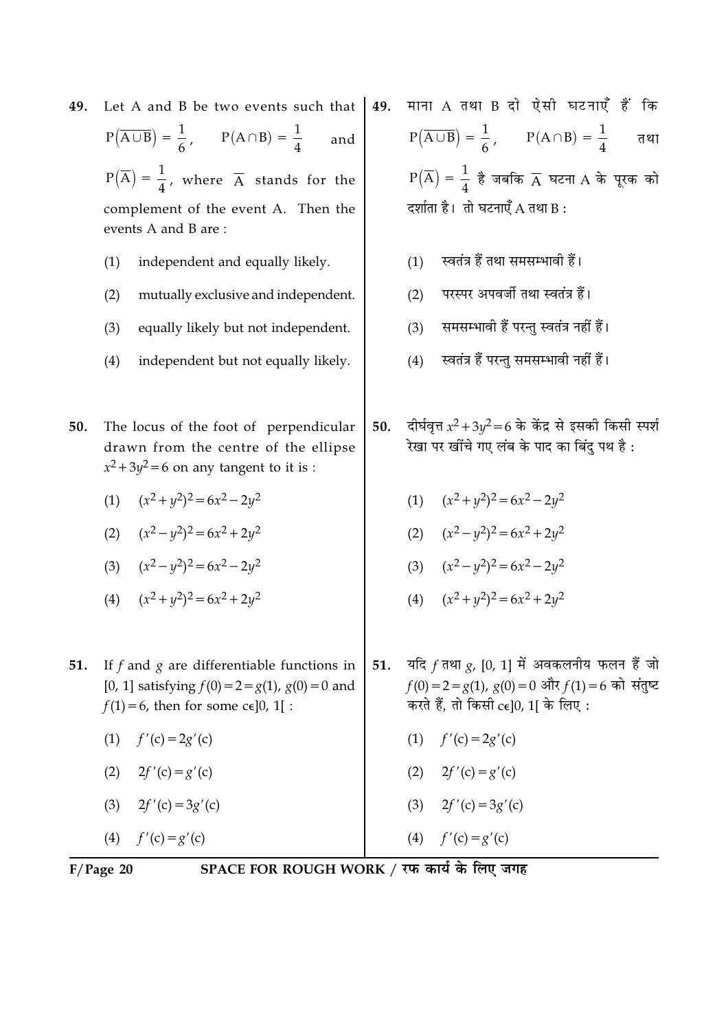49. Let A and B be two events such that $P(\overline{A \cup B}) = \frac{1}{6}$, $P(A \cap B) = \frac{1}{4}$ and $P(\overline{A}) = \frac{1}{4}$, where $\overline{A}$ stands for the complement of the event A. Then the events A and B are :

(1) independent and equally likely.

(2) mutually exclusive and independent.

(3) equally likely but not independent.

(4) independent but not equally likely.

49. माना A तथा B दो ऐसी घटनाएँ हैं कि $P(\overline{A \cup B}) = \frac{1}{6}$, $P(A \cap B) = \frac{1}{4}$ तथा $P(\overline{A}) = \frac{1}{4}$ है जबकि $\overline{A}$ घटना A के पूरक को दर्शाता है। तो घटनाएँ A तथा B :

(1) स्वतंत्र हैं तथा समसम्भावी हैं।

(2) परस्पर अपवर्जी तथा स्वतंत्र हैं।

(3) समसम्भावी हैं परन्तु स्वतंत्र नहीं हैं।

(4) स्वतंत्र हैं परन्तु समसम्भावी नहीं हैं।

50. The locus of the foot of perpendicular drawn from the centre of the ellipse $x^2 + 3y^2 = 6$ on any tangent to it is :

(1) $(x^2 + y^2)^2 = 6x^2 - 2y^2$

(2) $(x^2 - y^2)^2 = 6x^2 + 2y^2$

(3) $(x^2 - y^2)^2 = 6x^2 - 2y^2$

(4) $(x^2 + y^2)^2 = 6x^2 + 2y^2$

50. दीर्घवृत्त $x^2 + 3y^2 = 6$ के केंद्र से इसकी किसी स्पर्श रेखा पर खींचे गए लंब के पाद का बिंदु पथ है :

(1) $(x^2 + y^2)^2 = 6x^2 - 2y^2$

(2) $(x^2 - y^2)^2 = 6x^2 + 2y^2$

(3) $(x^2 - y^2)^2 = 6x^2 - 2y^2$

(4) $(x^2 + y^2)^2 = 6x^2 + 2y^2$

51. If $f$ and $g$ are differentiable functions in [0, 1] satisfying $f(0) = 2 = g(1)$, $g(0) = 0$ and $f(1) = 6$, then for some $c \in ]0, 1[$ :

(1) $f'(c) = 2g'(c)$

(2) $2f'(c) = g'(c)$

(3) $2f'(c) = 3g'(c)$

(4) $f'(c) = g'(c)$

51. यदि $f$ तथा $g$, [0, 1] में अवकलनीय फलन हैं जो $f(0) = 2 = g(1)$, $g(0) = 0$ और $f(1) = 6$ को संतुष्ट करते हैं, तो किसी $c \in ]0, 1[$ के लिए :

(1) $f'(c) = 2g'(c)$

(2) $2f'(c) = g'(c)$

(3) $2f'(c) = 3g'(c)$

(4) $f'(c) = g'(c)$

SPACE FOR ROUGH WORK / रफ कार्य के लिए जगह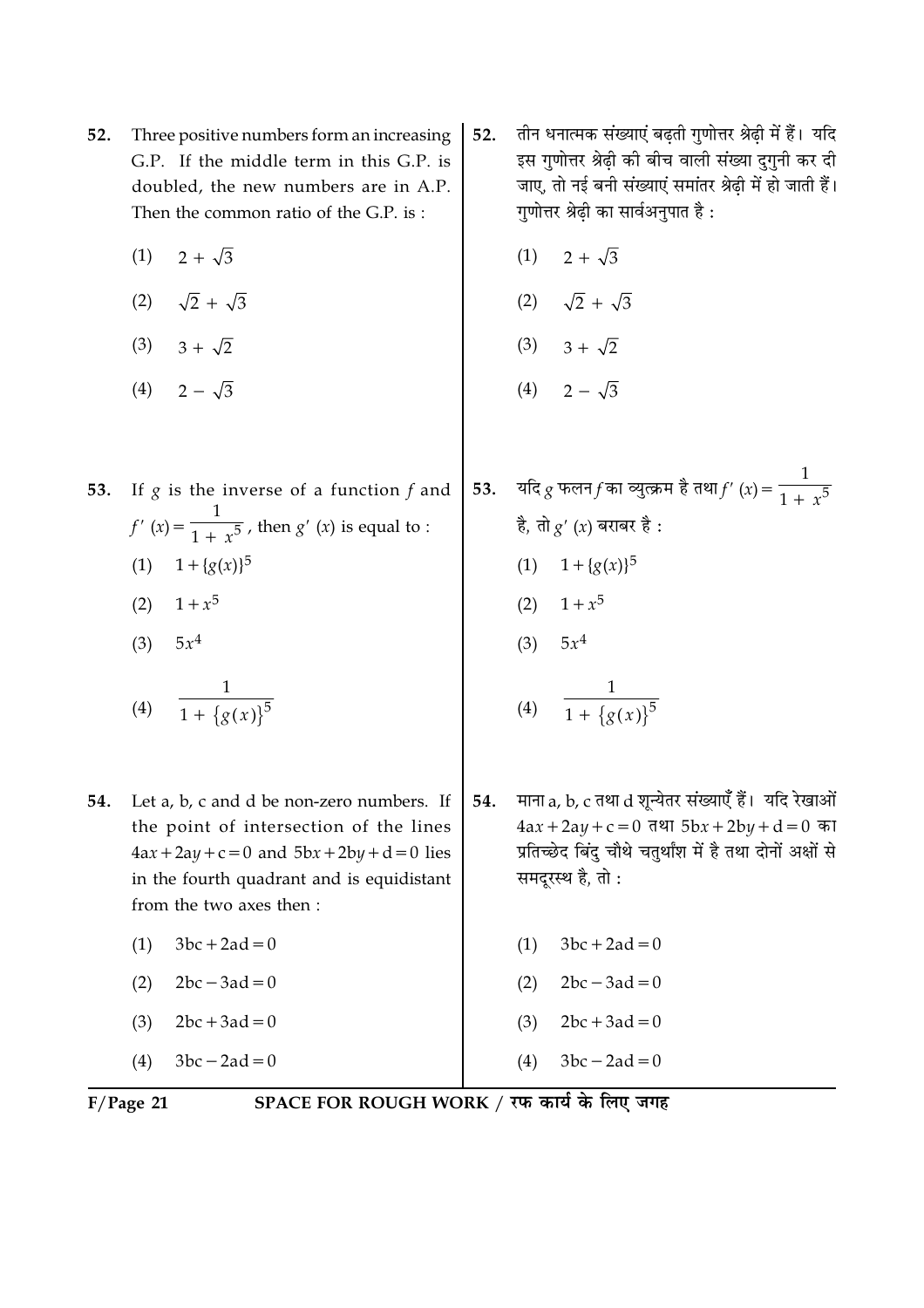52. Three positive numbers form an increasing G.P. If the middle term in this G.P. is doubled, the new numbers are in A.P. Then the common ratio of the G.P. is :

(1) $2 + \sqrt{3}$

(2) $\sqrt{2} + \sqrt{3}$

(3) $3 + \sqrt{2}$

(4) $2 - \sqrt{3}$

52. तीन धनात्मक संख्याएं बढ़ती गुणोत्तर श्रेढ़ी में हैं। यदि इस गुणोत्तर श्रेढ़ी की बीच वाली संख्या दुगुनी कर दी जाए, तो नई बनी संख्याएं समांतर श्रेढ़ी में हो जाती हैं। गुणोत्तर श्रेढ़ी का सार्वअनुपात है :

(1) $2 + \sqrt{3}$

(2) $\sqrt{2} + \sqrt{3}$

(3) $3 + \sqrt{2}$

(4) $2 - \sqrt{3}$

53. If $g$ is the inverse of a function $f$ and $f'(x) = \dfrac{1}{1 + x^5}$, then $g'(x)$ is equal to :

(1) $1 + \{g(x)\}^5$

(2) $1 + x^5$

(3) $5x^4$

(4) $\dfrac{1}{1 + \{g(x)\}^5}$

53. यदि $g$ फलन $f$ का व्युत्क्रम है तथा $f'(x) = \dfrac{1}{1 + x^5}$ है, तो $g'(x)$ बराबर है :

(1) $1 + \{g(x)\}^5$

(2) $1 + x^5$

(3) $5x^4$

(4) $\dfrac{1}{1 + \{g(x)\}^5}$

54. Let a, b, c and d be non-zero numbers. If the point of intersection of the lines $4ax + 2ay + c = 0$ and $5bx + 2by + d = 0$ lies in the fourth quadrant and is equidistant from the two axes then :

(1) $3bc + 2ad = 0$

(2) $2bc - 3ad = 0$

(3) $2bc + 3ad = 0$

(4) $3bc - 2ad = 0$

54. माना a, b, c तथा d शून्येतर संख्याएँ हैं। यदि रेखाओं $4ax + 2ay + c = 0$ तथा $5bx + 2by + d = 0$ का प्रतिच्छेद बिंदु चौथे चतुर्थांश में है तथा दोनों अक्षों से समदूरस्थ है, तो :

(1) $3bc + 2ad = 0$

(2) $2bc - 3ad = 0$

(3) $2bc + 3ad = 0$

(4) $3bc - 2ad = 0$

SPACE FOR ROUGH WORK / रफ कार्य के लिए जगह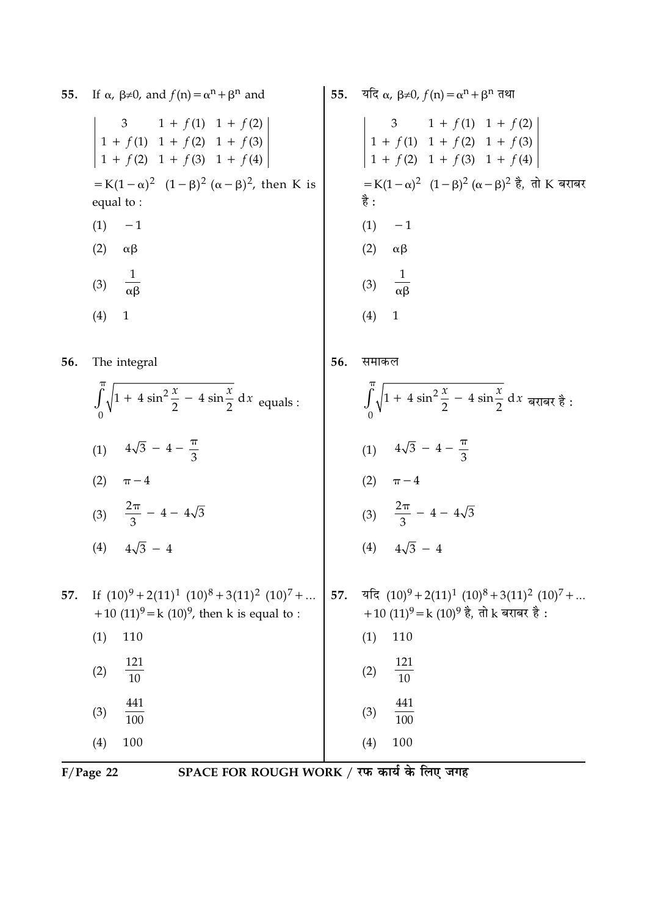55. If $\alpha, \beta \neq 0$, and $f(n) = \alpha^n + \beta^n$ and

$$\begin{vmatrix} 3 & 1+f(1) & 1+f(2) \\ 1+f(1) & 1+f(2) & 1+f(3) \\ 1+f(2) & 1+f(3) & 1+f(4) \end{vmatrix}$$

$= K(1-\alpha)^2 \ (1-\beta)^2 \ (\alpha-\beta)^2$, then K is equal to :

(1) $-1$

(2) $\alpha\beta$

(3) $\frac{1}{\alpha\beta}$

(4) $1$

55. यदि $\alpha, \beta \neq 0$, $f(n) = \alpha^n + \beta^n$ तथा

$$\begin{vmatrix} 3 & 1+f(1) & 1+f(2) \\ 1+f(1) & 1+f(2) & 1+f(3) \\ 1+f(2) & 1+f(3) & 1+f(4) \end{vmatrix}$$

$= K(1-\alpha)^2 \ (1-\beta)^2 \ (\alpha-\beta)^2$ है, तो K बराबर है :

(1) $-1$

(2) $\alpha\beta$

(3) $\frac{1}{\alpha\beta}$

(4) $1$

56. The integral

$$\int_0^{\pi} \sqrt{1 + 4\sin^2\frac{x}{2} - 4\sin\frac{x}{2}}\, dx \text{ equals :}$$

(1) $4\sqrt{3} - 4 - \frac{\pi}{3}$

(2) $\pi - 4$

(3) $\frac{2\pi}{3} - 4 - 4\sqrt{3}$

(4) $4\sqrt{3} - 4$

56. समाकल

$$\int_0^{\pi} \sqrt{1 + 4\sin^2\frac{x}{2} - 4\sin\frac{x}{2}}\, dx \text{ बराबर है :}$$

(1) $4\sqrt{3} - 4 - \frac{\pi}{3}$

(2) $\pi - 4$

(3) $\frac{2\pi}{3} - 4 - 4\sqrt{3}$

(4) $4\sqrt{3} - 4$

57. If $(10)^9 + 2(11)^1 \ (10)^8 + 3(11)^2 \ (10)^7 + \ldots + 10 \ (11)^9 = k \ (10)^9$, then k is equal to :

(1) $110$

(2) $\frac{121}{10}$

(3) $\frac{441}{100}$

(4) $100$

57. यदि $(10)^9 + 2(11)^1 \ (10)^8 + 3(11)^2 \ (10)^7 + \ldots + 10 \ (11)^9 = k \ (10)^9$ है, तो k बराबर है :

(1) $110$

(2) $\frac{121}{10}$

(3) $\frac{441}{100}$

(4) $100$

SPACE FOR ROUGH WORK / रफ कार्य के लिए जगह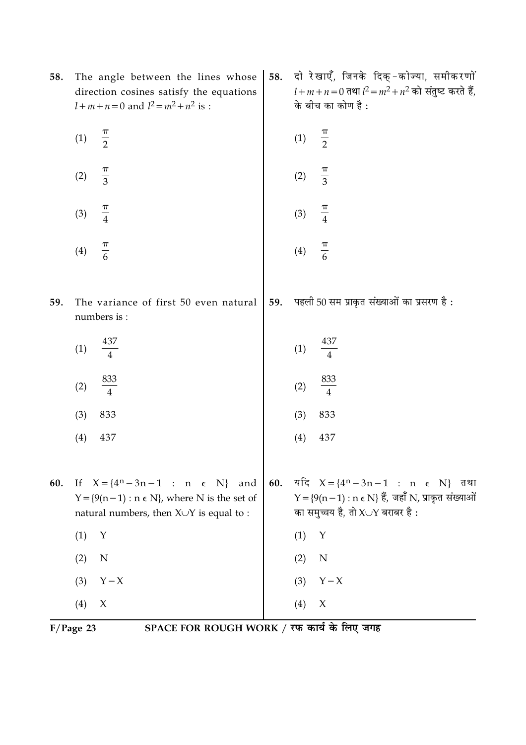**58.** The angle between the lines whose direction cosines satisfy the equations $l+m+n=0$ and $l^2=m^2+n^2$ is :

(1) $\frac{\pi}{2}$

(2) $\frac{\pi}{3}$

(3) $\frac{\pi}{4}$

(4) $\frac{\pi}{6}$

**58.** दो रेखाएँ, जिनके दिक्-कोज्या, समीकरणों $l+m+n=0$ तथा $l^2=m^2+n^2$ को संतुष्ट करते हैं, के बीच का कोण है :

(1) $\frac{\pi}{2}$

(2) $\frac{\pi}{3}$

(3) $\frac{\pi}{4}$

(4) $\frac{\pi}{6}$

**59.** The variance of first 50 even natural numbers is :

(1) $\frac{437}{4}$

(2) $\frac{833}{4}$

(3) 833

(4) 437

**59.** पहली 50 सम प्राकृत संख्याओं का प्रसरण है :

(1) $\frac{437}{4}$

(2) $\frac{833}{4}$

(3) 833

(4) 437

**60.** If $X=\{4^n-3n-1 : n \in N\}$ and $Y=\{9(n-1) : n \in N\}$, where N is the set of natural numbers, then $X \cup Y$ is equal to :

(1) Y

(2) N

(3) $Y-X$

(4) X

**60.** यदि $X=\{4^n-3n-1 : n \in N\}$ तथा $Y=\{9(n-1) : n \in N\}$ हैं, जहाँ N, प्राकृत संख्याओं का समुच्चय है, तो $X \cup Y$ बराबर है :

(1) Y

(2) N

(3) $Y-X$

(4) X

SPACE FOR ROUGH WORK / रफ कार्य के लिए जगह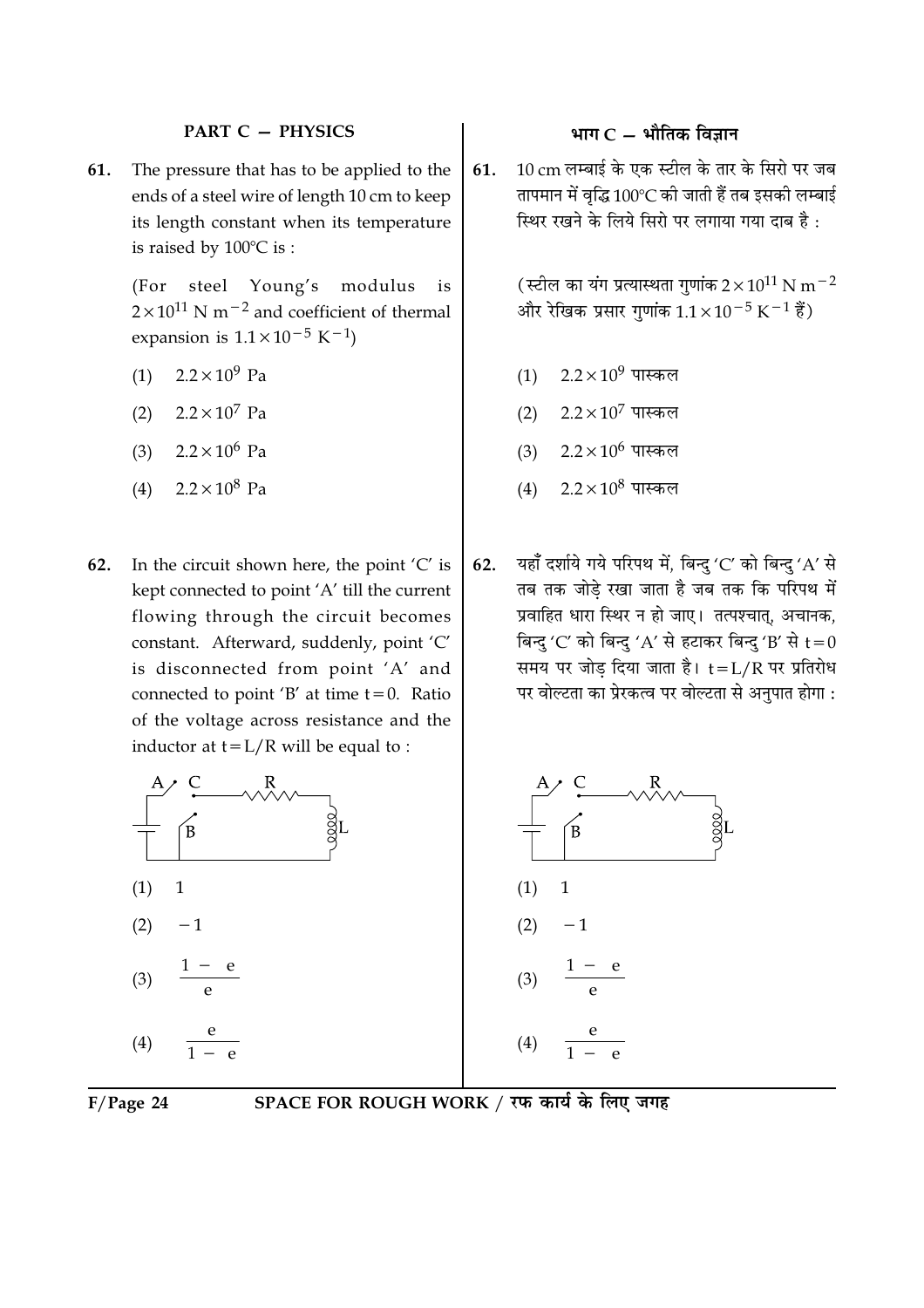## PART C — PHYSICS

**61.** The pressure that has to be applied to the ends of a steel wire of length 10 cm to keep its length constant when its temperature is raised by 100°C is :

(For steel Young's modulus is $2 \times 10^{11}$ N $m^{-2}$ and coefficient of thermal expansion is $1.1 \times 10^{-5}$ $K^{-1}$)

(1) $2.2 \times 10^{9}$ Pa

(2) $2.2 \times 10^{7}$ Pa

(3) $2.2 \times 10^{6}$ Pa

(4) $2.2 \times 10^{8}$ Pa

**62.** In the circuit shown here, the point 'C' is kept connected to point 'A' till the current flowing through the circuit becomes constant. Afterward, suddenly, point 'C' is disconnected from point 'A' and connected to point 'B' at time $t=0$. Ratio of the voltage across resistance and the inductor at $t=L/R$ will be equal to :

(1) 1

(2) $-1$

(3) $\frac{1-e}{e}$

(4) $\frac{e}{1-e}$

## भाग C — भौतिक विज्ञान

**61.** 10 cm लम्बाई के एक स्टील के तार के सिरो पर जब तापमान में वृद्धि 100°C की जाती हैं तब इसकी लम्बाई स्थिर रखने के लिये सिरो पर लगाया गया दाब है :

(स्टील का यंग प्रत्यास्थता गुणांक $2 \times 10^{11}$ N $m^{-2}$ और रेखिक प्रसार गुणांक $1.1 \times 10^{-5}$ $K^{-1}$ हैं)

(1) $2.2 \times 10^{9}$ पास्कल

(2) $2.2 \times 10^{7}$ पास्कल

(3) $2.2 \times 10^{6}$ पास्कल

(4) $2.2 \times 10^{8}$ पास्कल

**62.** यहाँ दर्शाये गये परिपथ में, बिन्दु 'C' को बिन्दु 'A' से तब तक जोड़े रखा जाता है जब तक कि परिपथ में प्रवाहित धारा स्थिर न हो जाए। तत्पश्चात्, अचानक, बिन्दु 'C' को बिन्दु 'A' से हटाकर बिन्दु 'B' से $t=0$ समय पर जोड़ दिया जाता है। $t=L/R$ पर प्रतिरोध पर वोल्टता का प्रेरकत्व पर वोल्टता से अनुपात होगा :

(1) 1

(2) $-1$

(3) $\frac{1-e}{e}$

(4) $\frac{e}{1-e}$

SPACE FOR ROUGH WORK / रफ कार्य के लिए जगह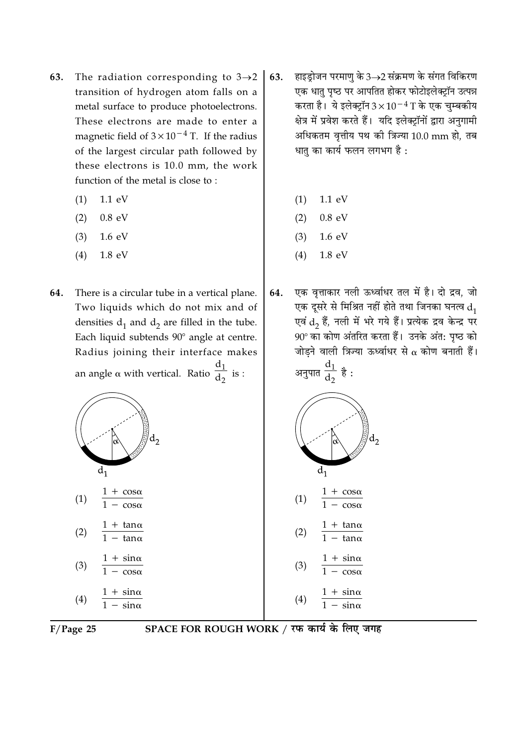63. The radiation corresponding to $3 \rightarrow 2$ transition of hydrogen atom falls on a metal surface to produce photoelectrons. These electrons are made to enter a magnetic field of $3 \times 10^{-4}$ T. If the radius of the largest circular path followed by these electrons is 10.0 mm, the work function of the metal is close to :

(1) 1.1 eV

(2) 0.8 eV

(3) 1.6 eV

(4) 1.8 eV

63. हाइड्रोजन परमाणु के $3 \rightarrow 2$ संक्रमण के संगत विकिरण एक धातु पृष्ठ पर आपतित होकर फोटोइलेक्ट्रॉन उत्पन्न करता है। ये इलेक्ट्रॉन $3 \times 10^{-4}$ T के एक चुम्बकीय क्षेत्र में प्रवेश करते हैं। यदि इलेक्ट्रॉनों द्वारा अनुगामी अधिकतम वृत्तीय पथ की त्रिज्या 10.0 mm हो, तब धातु का कार्य फलन लगभग है :

(1) 1.1 eV

(2) 0.8 eV

(3) 1.6 eV

(4) 1.8 eV

64. There is a circular tube in a vertical plane. Two liquids which do not mix and of densities $d_1$ and $d_2$ are filled in the tube. Each liquid subtends 90° angle at centre. Radius joining their interface makes an angle $\alpha$ with vertical. Ratio $\frac{d_1}{d_2}$ is :

(1) $\frac{1 + \cos\alpha}{1 - \cos\alpha}$

(2) $\frac{1 + \tan\alpha}{1 - \tan\alpha}$

(3) $\frac{1 + \sin\alpha}{1 - \cos\alpha}$

(4) $\frac{1 + \sin\alpha}{1 - \sin\alpha}$

64. एक वृत्ताकार नली ऊर्ध्वाधर तल में है। दो द्रव, जो एक दूसरे से मिश्रित नहीं होते तथा जिनका घनत्व $d_1$ एवं $d_2$ हैं, नली में भरे गये हैं। प्रत्येक द्रव केन्द्र पर 90° का कोण अंतरित करता हैं। उनके अंत: पृष्ठ को जोड़ने वाली त्रिज्या ऊर्ध्वाधर से $\alpha$ कोण बनाती हैं। अनुपात $\frac{d_1}{d_2}$ है :

(1) $\frac{1 + \cos\alpha}{1 - \cos\alpha}$

(2) $\frac{1 + \tan\alpha}{1 - \tan\alpha}$

(3) $\frac{1 + \sin\alpha}{1 - \cos\alpha}$

(4) $\frac{1 + \sin\alpha}{1 - \sin\alpha}$

SPACE FOR ROUGH WORK / रफ कार्य के लिए जगह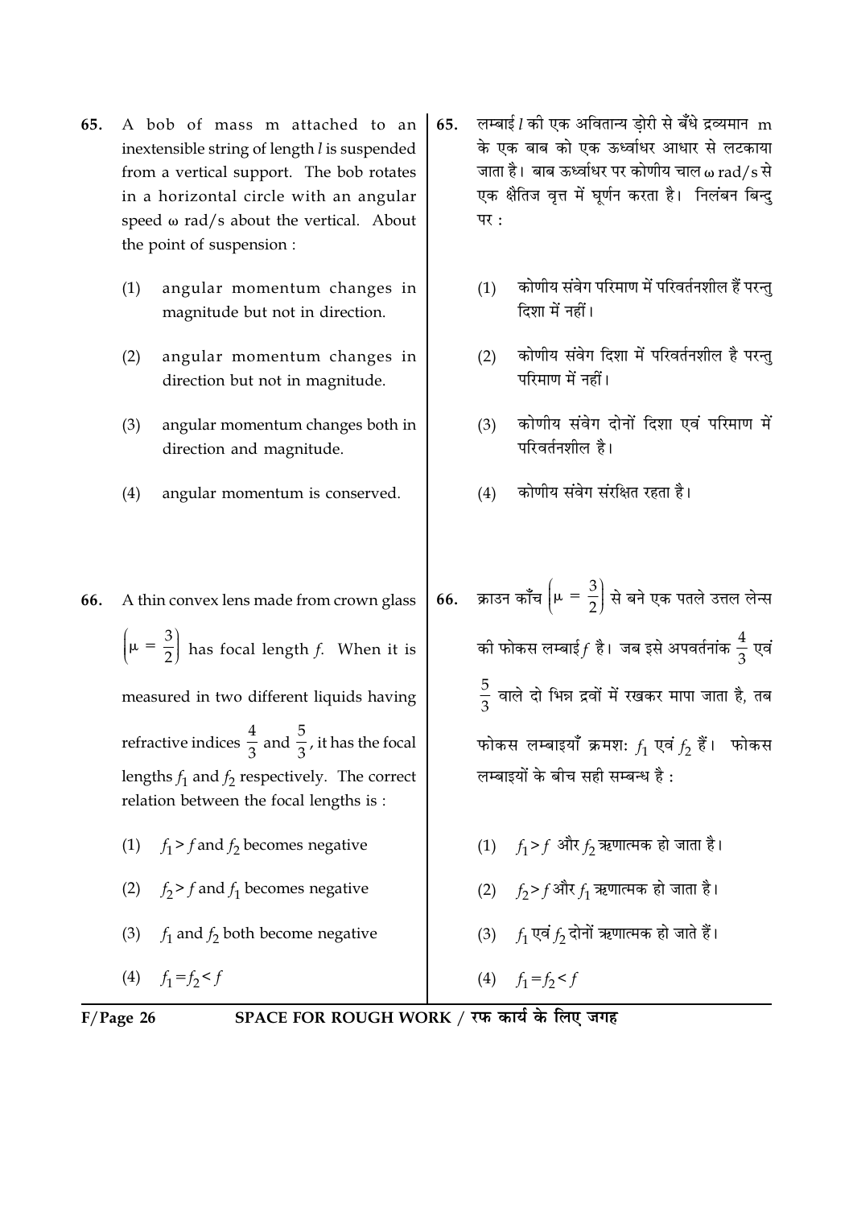65. A bob of mass m attached to an inextensible string of length $l$ is suspended from a vertical support. The bob rotates in a horizontal circle with an angular speed $\omega$ rad/s about the vertical. About the point of suspension :

(1) angular momentum changes in magnitude but not in direction.

(2) angular momentum changes in direction but not in magnitude.

(3) angular momentum changes both in direction and magnitude.

(4) angular momentum is conserved.

65. लम्बाई $l$ की एक अवितान्य डोरी से बँधे द्रव्यमान m के एक बाब को एक ऊर्ध्वाधर आधार से लटकाया जाता है। बाब ऊर्ध्वाधर पर कोणीय चाल $\omega$ rad/s से एक क्षैतिज वृत्त में घूर्णन करता है। निलंबन बिन्दु पर :

(1) कोणीय संवेग परिमाण में परिवर्तनशील हैं परन्तु दिशा में नहीं।

(2) कोणीय संवेग दिशा में परिवर्तनशील है परन्तु परिमाण में नहीं।

(3) कोणीय संवेग दोनों दिशा एवं परिमाण में परिवर्तनशील है।

(4) कोणीय संवेग संरक्षित रहता है।

66. A thin convex lens made from crown glass $\left(\mu = \frac{3}{2}\right)$ has focal length $f$. When it is measured in two different liquids having refractive indices $\frac{4}{3}$ and $\frac{5}{3}$, it has the focal lengths $f_1$ and $f_2$ respectively. The correct relation between the focal lengths is :

(1) $f_1 > f$ and $f_2$ becomes negative

(2) $f_2 > f$ and $f_1$ becomes negative

(3) $f_1$ and $f_2$ both become negative

(4) $f_1 = f_2 < f$

66. क्राउन काँच $\left(\mu = \frac{3}{2}\right)$ से बने एक पतले उत्तल लेन्स की फोकस लम्बाई $f$ है। जब इसे अपवर्तनांक $\frac{4}{3}$ एवं $\frac{5}{3}$ वाले दो भिन्न द्रवों में रखकर मापा जाता है, तब फोकस लम्बाइयाँ क्रमशः $f_1$ एवं $f_2$ हैं। फोकस लम्बाइयों के बीच सही सम्बन्ध है :

(1) $f_1 > f$ और $f_2$ ऋणात्मक हो जाता है।

(2) $f_2 > f$ और $f_1$ ऋणात्मक हो जाता है।

(3) $f_1$ एवं $f_2$ दोनों ऋणात्मक हो जाते हैं।

(4) $f_1 = f_2 < f$

SPACE FOR ROUGH WORK / रफ कार्य के लिए जगह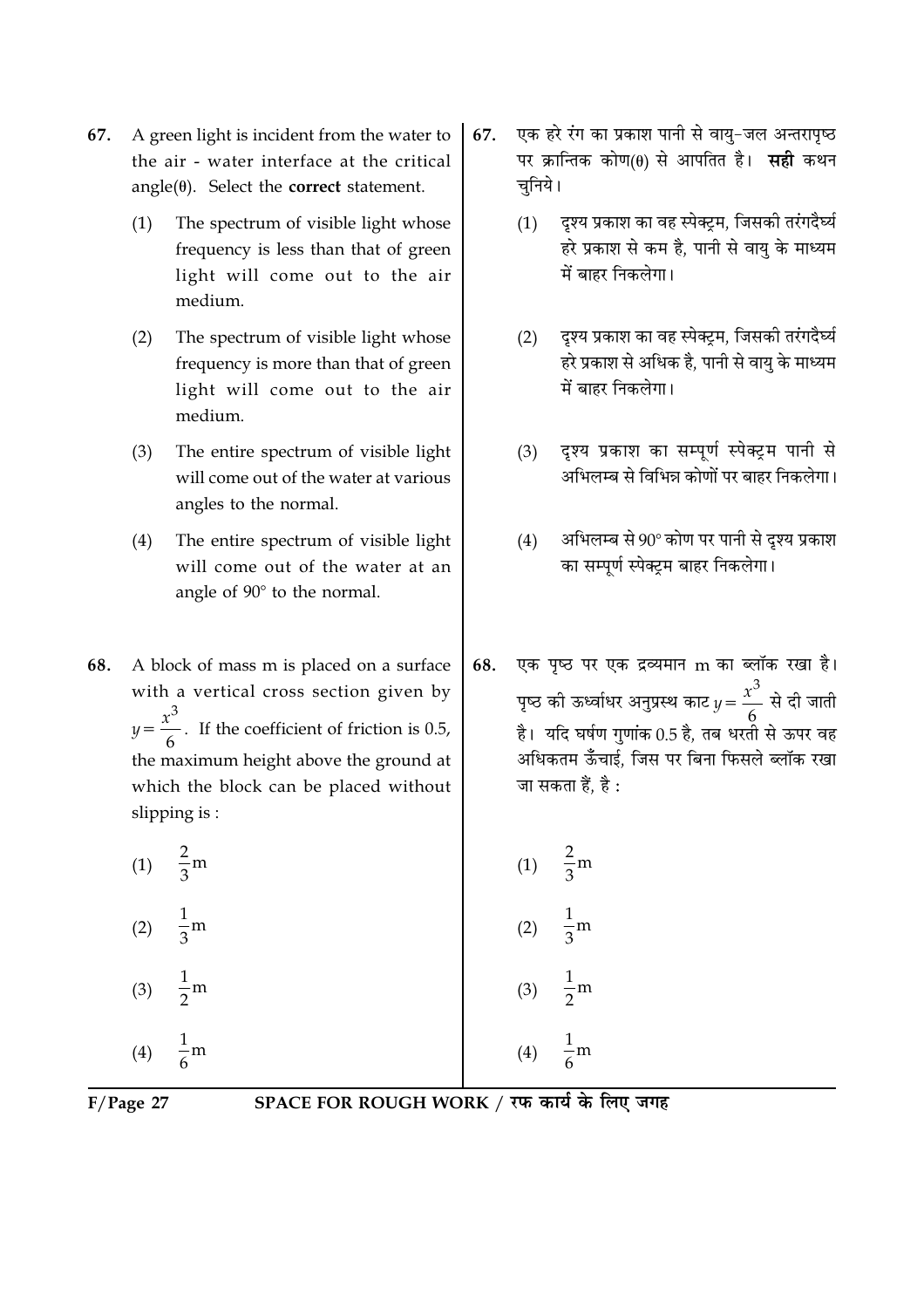67. A green light is incident from the water to the air - water interface at the critical angle($\theta$). Select the **correct** statement.

(1) The spectrum of visible light whose frequency is less than that of green light will come out to the air medium.

(2) The spectrum of visible light whose frequency is more than that of green light will come out to the air medium.

(3) The entire spectrum of visible light will come out of the water at various angles to the normal.

(4) The entire spectrum of visible light will come out of the water at an angle of 90° to the normal.

67. एक हरे रंग का प्रकाश पानी से वायु-जल अन्तरापृष्ठ पर क्रान्तिक कोण($\theta$) से आपतित है। **सही** कथन चुनिये।

(1) दृश्य प्रकाश का वह स्पेक्ट्रम, जिसकी तरंगदैर्घ्य हरे प्रकाश से कम है, पानी से वायु के माध्यम में बाहर निकलेगा।

(2) दृश्य प्रकाश का वह स्पेक्ट्रम, जिसकी तरंगदैर्घ्य हरे प्रकाश से अधिक है, पानी से वायु के माध्यम में बाहर निकलेगा।

(3) दृश्य प्रकाश का सम्पूर्ण स्पेक्ट्रम पानी से अभिलम्ब से विभिन्न कोणों पर बाहर निकलेगा।

(4) अभिलम्ब से 90° कोण पर पानी से दृश्य प्रकाश का सम्पूर्ण स्पेक्ट्रम बाहर निकलेगा।

68. A block of mass m is placed on a surface with a vertical cross section given by $y = \frac{x^3}{6}$. If the coefficient of friction is 0.5, the maximum height above the ground at which the block can be placed without slipping is :

(1) $\frac{2}{3}$m

(2) $\frac{1}{3}$m

(3) $\frac{1}{2}$m

(4) $\frac{1}{6}$m

68. एक पृष्ठ पर एक द्रव्यमान m का ब्लॉक रखा है। पृष्ठ की ऊर्ध्वाधर अनुप्रस्थ काट $y = \frac{x^3}{6}$ से दी जाती है। यदि घर्षण गुणांक 0.5 है, तब धरती से ऊपर वह अधिकतम ऊँचाई, जिस पर बिना फिसले ब्लॉक रखा जा सकता हैं, है :

(1) $\frac{2}{3}$m

(2) $\frac{1}{3}$m

(3) $\frac{1}{2}$m

(4) $\frac{1}{6}$m

SPACE FOR ROUGH WORK / रफ कार्य के लिए जगह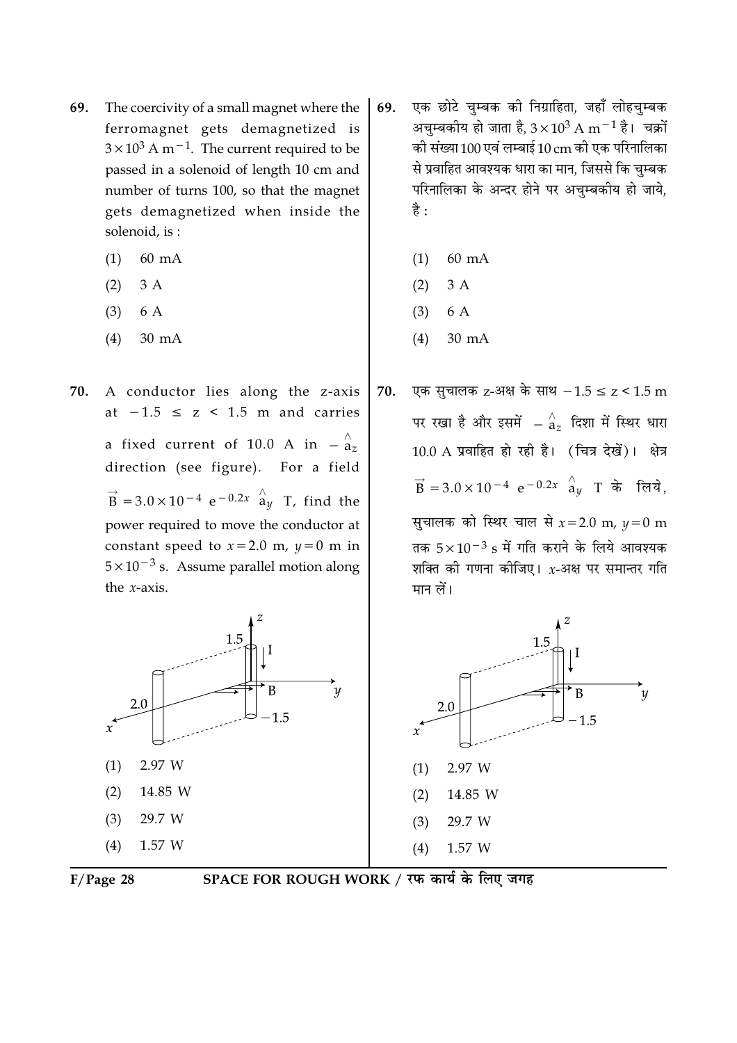69. The coercivity of a small magnet where the ferromagnet gets demagnetized is $3 \times 10^3$ A m$^{-1}$. The current required to be passed in a solenoid of length 10 cm and number of turns 100, so that the magnet gets demagnetized when inside the solenoid, is :

(1) 60 mA

(2) 3 A

(3) 6 A

(4) 30 mA

69. एक छोटे चुम्बक की निग्राहिता, जहाँ लोहचुम्बक अचुम्बकीय हो जाता है, $3 \times 10^3$ A m$^{-1}$ है। चक्रों की संख्या 100 एवं लम्बाई 10 cm की एक परिनालिका से प्रवाहित आवश्यक धारा का मान, जिससे कि चुम्बक परिनालिका के अन्दर होने पर अचुम्बकीय हो जाये, है :

(1) 60 mA

(2) 3 A

(3) 6 A

(4) 30 mA

70. A conductor lies along the z-axis at $-1.5 \leq z < 1.5$ m and carries a fixed current of 10.0 A in $-\hat{a}_z$ direction (see figure). For a field $\vec{B} = 3.0 \times 10^{-4}\ e^{-0.2x}\ \hat{a}_y$ T, find the power required to move the conductor at constant speed to $x = 2.0$ m, $y = 0$ m in $5 \times 10^{-3}$ s. Assume parallel motion along the $x$-axis.

(1) 2.97 W

(2) 14.85 W

(3) 29.7 W

(4) 1.57 W

70. एक सुचालक z-अक्ष के साथ $-1.5 \leq z < 1.5$ m पर रखा है और इसमें $-\hat{a}_z$ दिशा में स्थिर धारा 10.0 A प्रवाहित हो रही है। (चित्र देखें)। क्षेत्र $\vec{B} = 3.0 \times 10^{-4}\ e^{-0.2x}\ \hat{a}_y$ T के लिये, सुचालक को स्थिर चाल से $x = 2.0$ m, $y = 0$ m तक $5 \times 10^{-3}$ s में गति कराने के लिये आवश्यक शक्ति की गणना कीजिए। $x$-अक्ष पर समान्तर गति मान लें।

(1) 2.97 W

(2) 14.85 W

(3) 29.7 W

(4) 1.57 W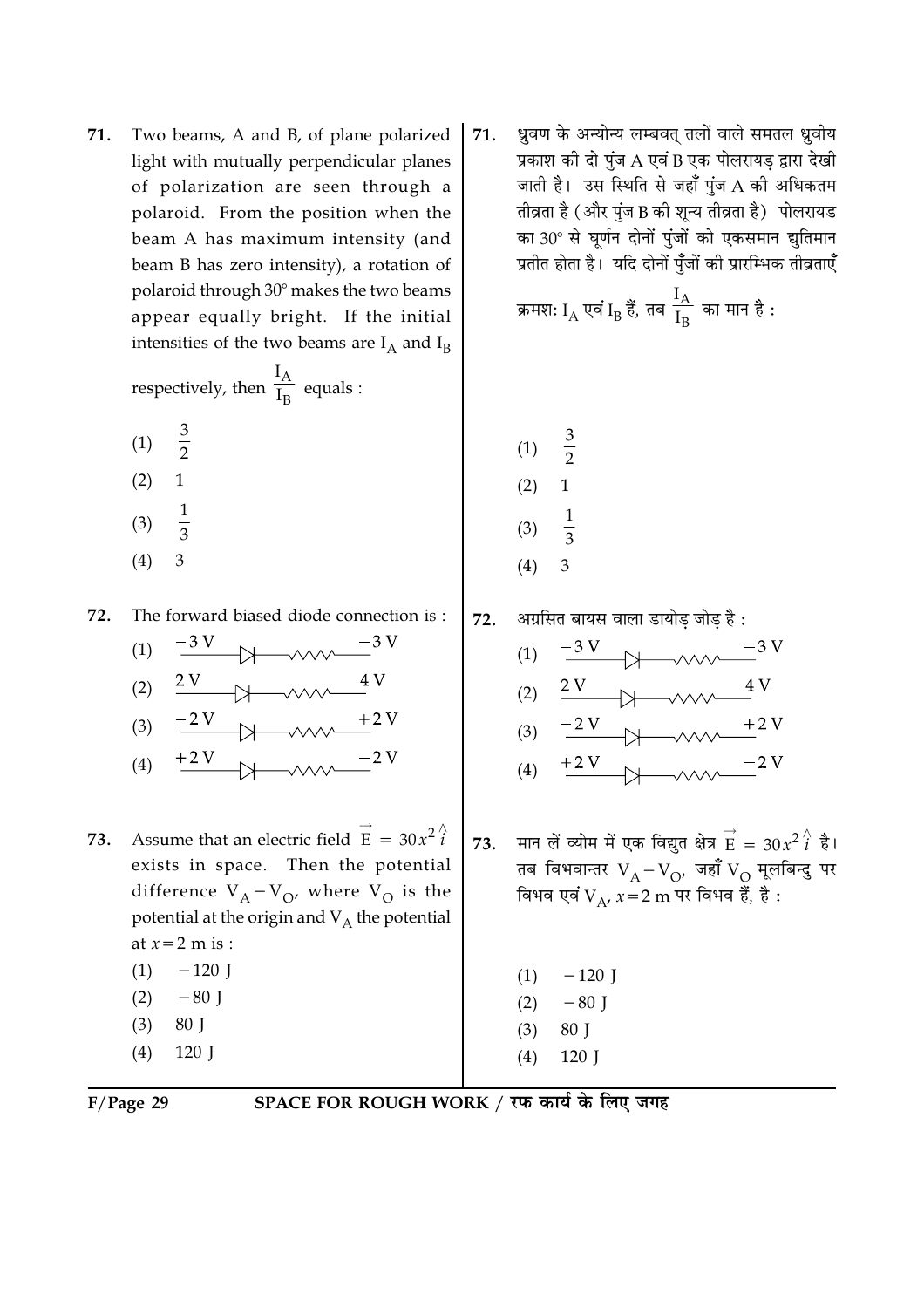71. Two beams, A and B, of plane polarized light with mutually perpendicular planes of polarization are seen through a polaroid. From the position when the beam A has maximum intensity (and beam B has zero intensity), a rotation of polaroid through 30° makes the two beams appear equally bright. If the initial intensities of the two beams are $I_A$ and $I_B$ respectively, then $\frac{I_A}{I_B}$ equals :

(1) $\frac{3}{2}$

(2) 1

(3) $\frac{1}{3}$

(4) 3

72. The forward biased diode connection is :

(1) $-3$ V —▷|— ⩘⩘⩘ — $-3$ V

(2) 2 V —▷|— ⩘⩘⩘ — 4 V

(3) $-2$ V —▷|— ⩘⩘⩘ — $+2$ V

(4) $+2$ V —▷|— ⩘⩘⩘ — $-2$ V

73. Assume that an electric field $\vec{E} = 30x^2\hat{i}$ exists in space. Then the potential difference $V_A - V_O$, where $V_O$ is the potential at the origin and $V_A$ the potential at $x = 2$ m is :

(1) $-120$ J

(2) $-80$ J

(3) 80 J

(4) 120 J

71. ध्रुवण के अन्योन्य लम्बवत् तलों वाले समतल ध्रुवीय प्रकाश की दो पुंज A एवं B एक पोलरायड़ द्वारा देखी जाती है। उस स्थिति से जहाँ पुंज A की अधिकतम तीव्रता है (और पुंज B की शून्य तीव्रता है) पोलरायड का 30° से घूर्णन दोनों पुंजों को एकसमान द्युतिमान प्रतीत होता है। यदि दोनों पुँजों की प्रारम्भिक तीव्रताएँ क्रमश: $I_A$ एवं $I_B$ हैं, तब $\frac{I_A}{I_B}$ का मान है :

(1) $\frac{3}{2}$

(2) 1

(3) $\frac{1}{3}$

(4) 3

72. अग्रसित बायस वाला डायोड़ जोड़ है :

(1) $-3$ V —▷|— ⩘⩘⩘ — $-3$ V

(2) 2 V —▷|— ⩘⩘⩘ — 4 V

(3) $-2$ V —▷|— ⩘⩘⩘ — $+2$ V

(4) $+2$ V —▷|— ⩘⩘⩘ — $-2$ V

73. मान लें व्योम में एक विद्युत क्षेत्र $\vec{E} = 30x^2\hat{i}$ है। तब विभवान्तर $V_A - V_O$, जहाँ $V_O$ मूलबिन्दु पर विभव एवं $V_A$, $x = 2$ m पर विभव हैं, है :

(1) $-120$ J

(2) $-80$ J

(3) 80 J

(4) 120 J

SPACE FOR ROUGH WORK / रफ कार्य के लिए जगह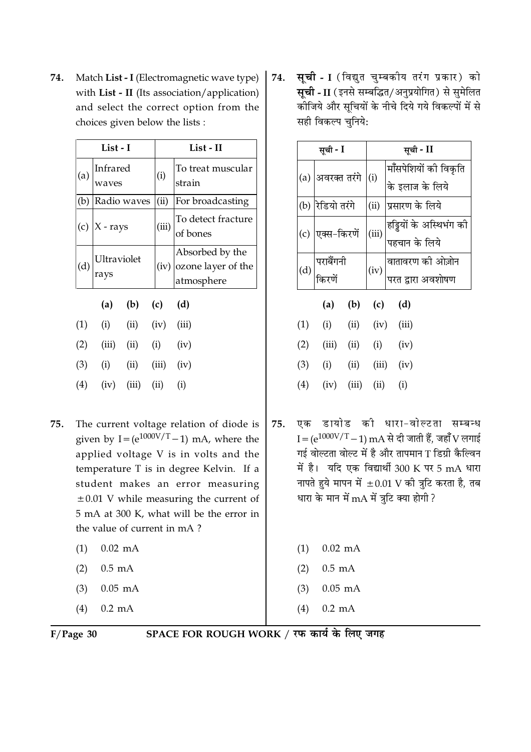74. Match **List - I** (Electromagnetic wave type) with **List - II** (Its association/application) and select the correct option from the choices given below the lists :

| | List - I | | List - II |
|---|---|---|---|
| (a) | Infrared waves | (i) | To treat muscular strain |
| (b) | Radio waves | (ii) | For broadcasting |
| (c) | X - rays | (iii) | To detect fracture of bones |
| (d) | Ultraviolet rays | (iv) | Absorbed by the ozone layer of the atmosphere |

| | (a) | (b) | (c) | (d) |
|---|---|---|---|---|
| (1) | (i) | (ii) | (iv) | (iii) |
| (2) | (iii) | (ii) | (i) | (iv) |
| (3) | (i) | (ii) | (iii) | (iv) |
| (4) | (iv) | (iii) | (ii) | (i) |

74. **सूची - I** (विद्युत चुम्बकीय तरंग प्रकार) को **सूची - II** (इनसे सम्बद्धित/अनुप्रयोगित) से सुमेलित कीजिये और सूचियों के नीचे दिये गये विकल्पों में से सही विकल्प चुनिये:

| | सूची - I | | सूची - II |
|---|---|---|---|
| (a) | अवरक्त तरंगे | (i) | माँसपेशियों की विकृति के इलाज के लिये |
| (b) | रेडियो तरंगे | (ii) | प्रसारण के लिये |
| (c) | एक्स-किरणें | (iii) | हड्डियों के अस्थिभंग की पहचान के लिये |
| (d) | पराबैंगनी किरणें | (iv) | वातावरण की ओज़ोन परत द्वारा अवशोषण |

| | (a) | (b) | (c) | (d) |
|---|---|---|---|---|
| (1) | (i) | (ii) | (iv) | (iii) |
| (2) | (iii) | (ii) | (i) | (iv) |
| (3) | (i) | (ii) | (iii) | (iv) |
| (4) | (iv) | (iii) | (ii) | (i) |

75. The current voltage relation of diode is given by $I = (e^{1000V/T} - 1)$ mA, where the applied voltage V is in volts and the temperature T is in degree Kelvin. If a student makes an error measuring $\pm 0.01$ V while measuring the current of 5 mA at 300 K, what will be the error in the value of current in mA ?

(1) 0.02 mA

(2) 0.5 mA

(3) 0.05 mA

(4) 0.2 mA

75. एक डायोड की धारा-वोल्टता सम्बन्ध $I = (e^{1000V/T} - 1)$ mA से दी जाती हैं, जहाँ V लगाई गई वोल्टता वोल्ट में है और तापमान T डिग्री कैल्विन में है। यदि एक विद्यार्थी 300 K पर 5 mA धारा नापते हुये मापन में $\pm 0.01$ V की त्रुटि करता है, तब धारा के मान में mA में त्रुटि क्या होगी ?

(1) 0.02 mA

(2) 0.5 mA

(3) 0.05 mA

(4) 0.2 mA

SPACE FOR ROUGH WORK / रफ कार्य के लिए जगह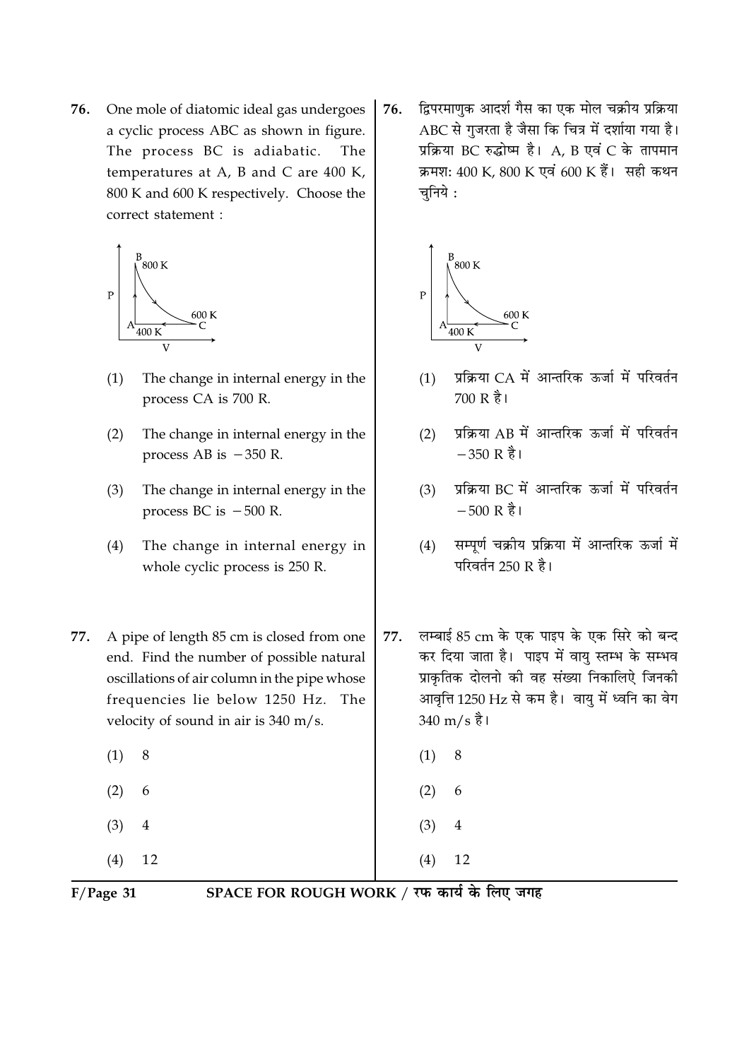76. One mole of diatomic ideal gas undergoes a cyclic process ABC as shown in figure. The process BC is adiabatic. The temperatures at A, B and C are 400 K, 800 K and 600 K respectively. Choose the correct statement :

(1) The change in internal energy in the process CA is 700 R.

(2) The change in internal energy in the process AB is $-350$ R.

(3) The change in internal energy in the process BC is $-500$ R.

(4) The change in internal energy in whole cyclic process is 250 R.

76. द्विपरमाणुक आदर्श गैस का एक मोल चक्रीय प्रक्रिया ABC से गुजरता है जैसा कि चित्र में दर्शाया गया है। प्रक्रिया BC रुद्धोष्म है। A, B एवं C के तापमान क्रमशः 400 K, 800 K एवं 600 K हैं। सही कथन चुनिये :

(1) प्रक्रिया CA में आन्तरिक ऊर्जा में परिवर्तन 700 R है।

(2) प्रक्रिया AB में आन्तरिक ऊर्जा में परिवर्तन $-350$ R है।

(3) प्रक्रिया BC में आन्तरिक ऊर्जा में परिवर्तन $-500$ R है।

(4) सम्पूर्ण चक्रीय प्रक्रिया में आन्तरिक ऊर्जा में परिवर्तन 250 R है।

77. A pipe of length 85 cm is closed from one end. Find the number of possible natural oscillations of air column in the pipe whose frequencies lie below 1250 Hz. The velocity of sound in air is 340 m/s.

(1) 8

(2) 6

(3) 4

(4) 12

77. लम्बाई 85 cm के एक पाइप के एक सिरे को बन्द कर दिया जाता है। पाइप में वायु स्तम्भ के सम्भव प्राकृतिक दोलनो की वह संख्या निकालिऐ जिनकी आवृत्ति 1250 Hz से कम है। वायु में ध्वनि का वेग 340 m/s है।

(1) 8

(2) 6

(3) 4

(4) 12

SPACE FOR ROUGH WORK / रफ कार्य के लिए जगह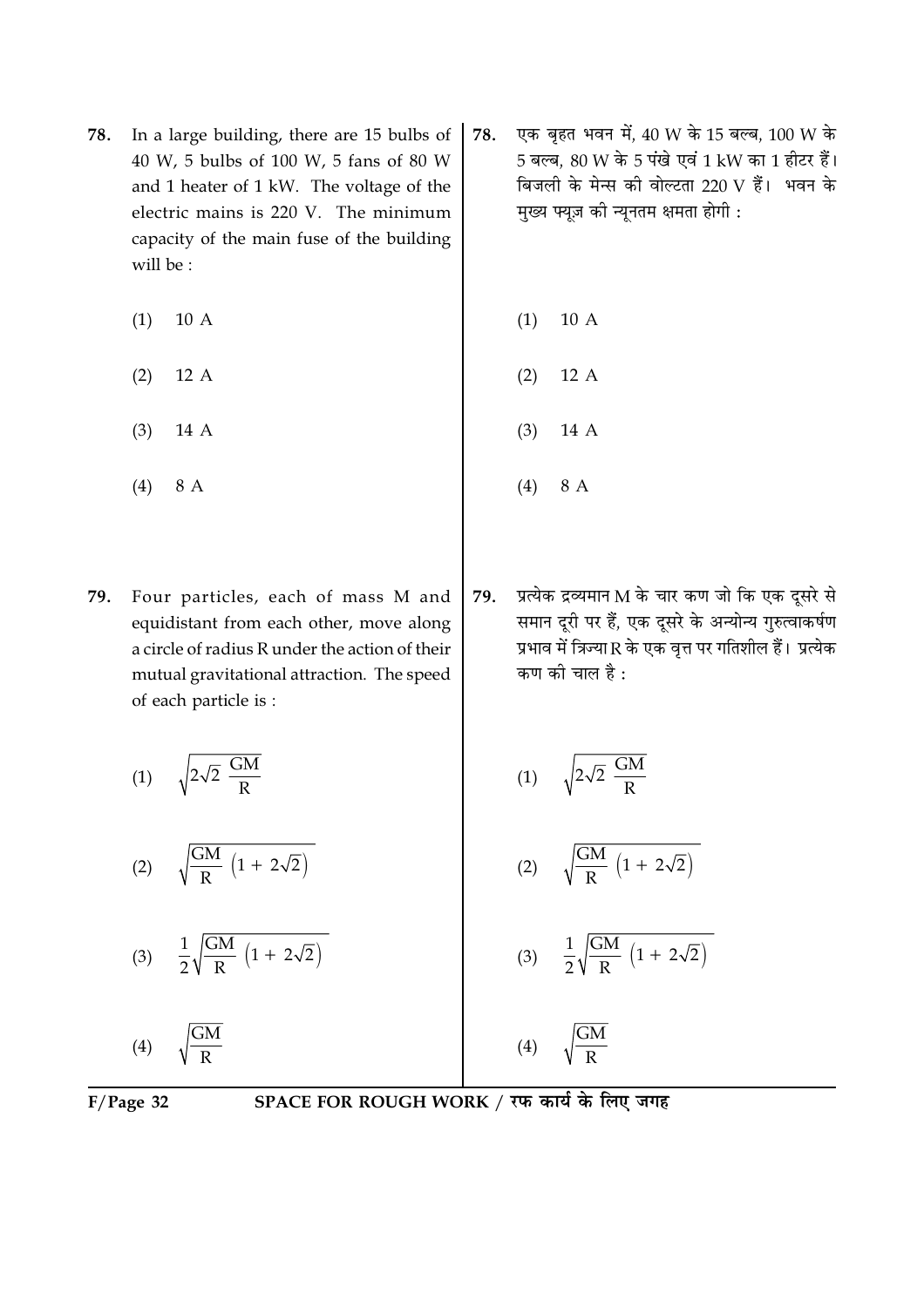78. In a large building, there are 15 bulbs of 40 W, 5 bulbs of 100 W, 5 fans of 80 W and 1 heater of 1 kW. The voltage of the electric mains is 220 V. The minimum capacity of the main fuse of the building will be :

(1) 10 A

(2) 12 A

(3) 14 A

(4) 8 A

78. एक बृहत भवन में, 40 W के 15 बल्ब, 100 W के 5 बल्ब, 80 W के 5 पंखे एवं 1 kW का 1 हीटर हैं। बिजली के मेन्स की वोल्टता 220 V हैं। भवन के मुख्य फ्यूज़ की न्यूनतम क्षमता होगी :

(1) 10 A

(2) 12 A

(3) 14 A

(4) 8 A

79. Four particles, each of mass M and equidistant from each other, move along a circle of radius R under the action of their mutual gravitational attraction. The speed of each particle is :

(1) $\sqrt{2\sqrt{2}\ \frac{GM}{R}}$

(2) $\sqrt{\frac{GM}{R}\left(1+2\sqrt{2}\right)}$

(3) $\frac{1}{2}\sqrt{\frac{GM}{R}\left(1+2\sqrt{2}\right)}$

(4) $\sqrt{\frac{GM}{R}}$

79. प्रत्येक द्रव्यमान M के चार कण जो कि एक दूसरे से समान दूरी पर हैं, एक दूसरे के अन्योन्य गुरुत्वाकर्षण प्रभाव में त्रिज्या R के एक वृत्त पर गतिशील हैं। प्रत्येक कण की चाल है :

(1) $\sqrt{2\sqrt{2}\ \frac{GM}{R}}$

(2) $\sqrt{\frac{GM}{R}\left(1+2\sqrt{2}\right)}$

(3) $\frac{1}{2}\sqrt{\frac{GM}{R}\left(1+2\sqrt{2}\right)}$

(4) $\sqrt{\frac{GM}{R}}$

SPACE FOR ROUGH WORK / रफ कार्य के लिए जगह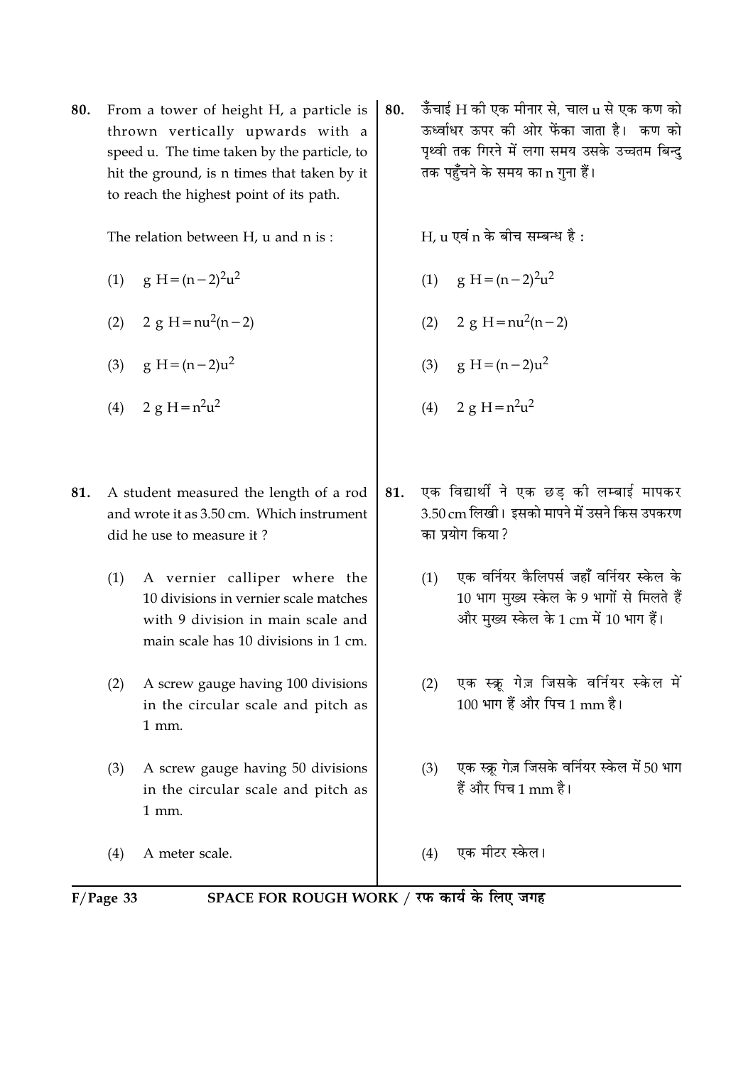80. From a tower of height H, a particle is thrown vertically upwards with a speed u. The time taken by the particle, to hit the ground, is n times that taken by it to reach the highest point of its path.

The relation between H, u and n is :

(1) $g\,H = (n-2)^2 u^2$

(2) $2\,g\,H = n u^2 (n-2)$

(3) $g\,H = (n-2) u^2$

(4) $2\,g\,H = n^2 u^2$

80. ऊँचाई H की एक मीनार से, चाल u से एक कण को ऊर्ध्वाधर ऊपर की ओर फेंका जाता है। कण को पृथ्वी तक गिरने में लगा समय उसके उच्चतम बिन्दु तक पहुँचने के समय का n गुना हैं।

H, u एवं n के बीच सम्बन्ध है :

(1) $g\,H = (n-2)^2 u^2$

(2) $2\,g\,H = n u^2 (n-2)$

(3) $g\,H = (n-2) u^2$

(4) $2\,g\,H = n^2 u^2$

81. A student measured the length of a rod and wrote it as 3.50 cm. Which instrument did he use to measure it ?

(1) A vernier calliper where the 10 divisions in vernier scale matches with 9 division in main scale and main scale has 10 divisions in 1 cm.

(2) A screw gauge having 100 divisions in the circular scale and pitch as 1 mm.

(3) A screw gauge having 50 divisions in the circular scale and pitch as 1 mm.

(4) A meter scale.

81. एक विद्यार्थी ने एक छड़ की लम्बाई मापकर 3.50 cm लिखी। इसको मापने में उसने किस उपकरण का प्रयोग किया ?

(1) एक वर्नियर कैलिपर्स जहाँ वर्नियर स्केल के 10 भाग मुख्य स्केल के 9 भागों से मिलते हैं और मुख्य स्केल के 1 cm में 10 भाग हैं।

(2) एक स्क्रू गेज़ जिसके वर्नियर स्केल में 100 भाग हैं और पिच 1 mm है।

(3) एक स्क्रू गेज़ जिसके वर्नियर स्केल में 50 भाग हैं और पिच 1 mm है।

(4) एक मीटर स्केल।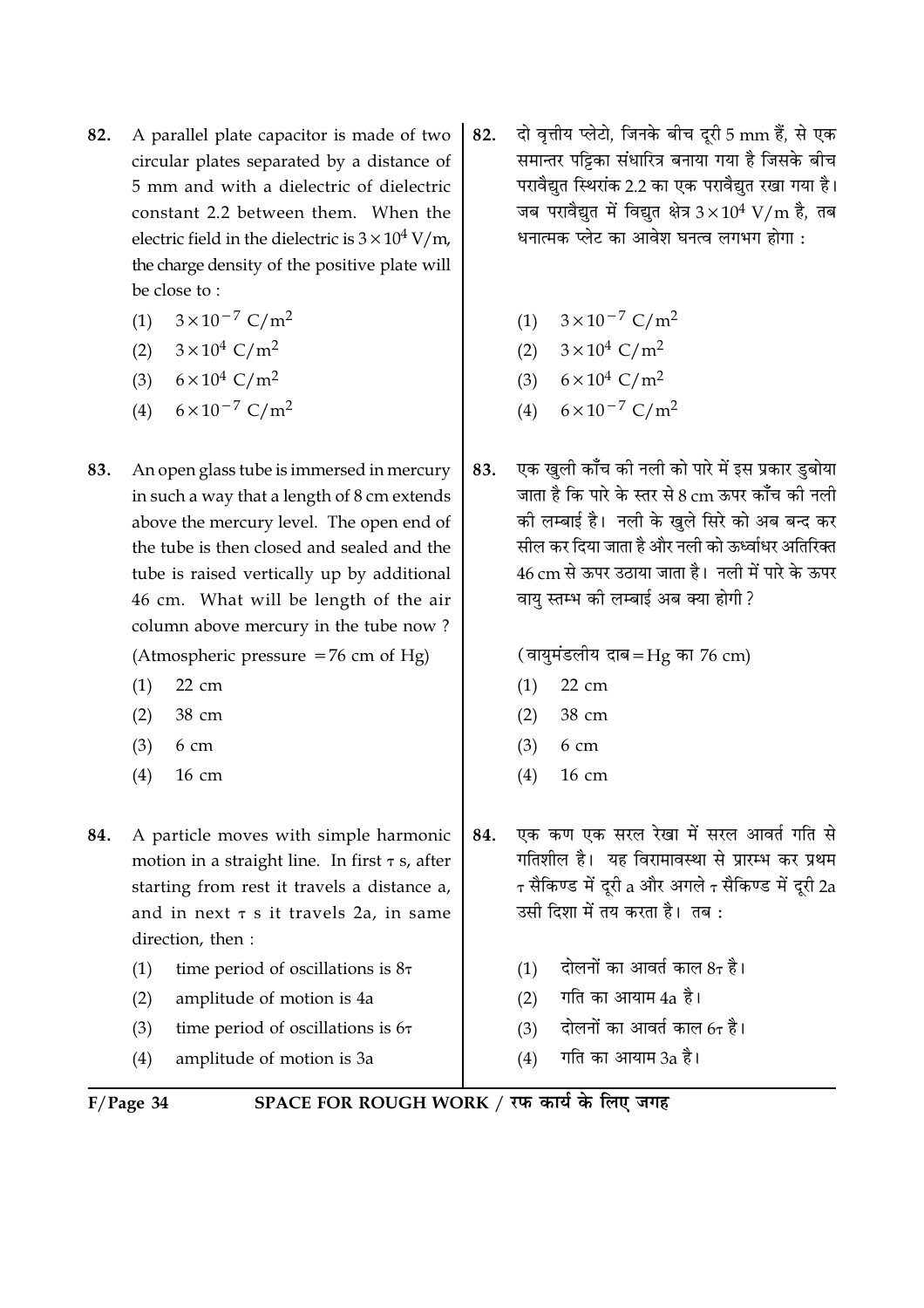82. A parallel plate capacitor is made of two circular plates separated by a distance of 5 mm and with a dielectric of dielectric constant 2.2 between them. When the electric field in the dielectric is $3 \times 10^4$ V/m, the charge density of the positive plate will be close to :

(1) $3 \times 10^{-7}$ C/m$^2$
(2) $3 \times 10^4$ C/m$^2$
(3) $6 \times 10^4$ C/m$^2$
(4) $6 \times 10^{-7}$ C/m$^2$

82. दो वृत्तीय प्लेटो, जिनके बीच दूरी 5 mm हैं, से एक समान्तर पट्टिका संधारित्र बनाया गया है जिसके बीच परावैद्युत स्थिरांक 2.2 का एक परावैद्युत रखा गया है। जब परावैद्युत में विद्युत क्षेत्र $3 \times 10^4$ V/m है, तब धनात्मक प्लेट का आवेश घनत्व लगभग होगा :

(1) $3 \times 10^{-7}$ C/m$^2$
(2) $3 \times 10^4$ C/m$^2$
(3) $6 \times 10^4$ C/m$^2$
(4) $6 \times 10^{-7}$ C/m$^2$

83. An open glass tube is immersed in mercury in such a way that a length of 8 cm extends above the mercury level. The open end of the tube is then closed and sealed and the tube is raised vertically up by additional 46 cm. What will be length of the air column above mercury in the tube now ?

(Atmospheric pressure = 76 cm of Hg)

(1) 22 cm
(2) 38 cm
(3) 6 cm
(4) 16 cm

83. एक खुली काँच की नली को पारे में इस प्रकार डुबोया जाता है कि पारे के स्तर से 8 cm ऊपर काँच की नली की लम्बाई है। नली के खुले सिरे को अब बन्द कर सील कर दिया जाता है और नली को ऊर्ध्वाधर अतिरिक्त 46 cm से ऊपर उठाया जाता है। नली में पारे के ऊपर वायु स्तम्भ की लम्बाई अब क्या होगी ?

(वायुमंडलीय दाब = Hg का 76 cm)

(1) 22 cm
(2) 38 cm
(3) 6 cm
(4) 16 cm

84. A particle moves with simple harmonic motion in a straight line. In first $\tau$ s, after starting from rest it travels a distance a, and in next $\tau$ s it travels 2a, in same direction, then :

(1) time period of oscillations is $8\tau$
(2) amplitude of motion is 4a
(3) time period of oscillations is $6\tau$
(4) amplitude of motion is 3a

84. एक कण एक सरल रेखा में सरल आवर्त गति से गतिशील है। यह विरामावस्था से प्रारम्भ कर प्रथम $\tau$ सैकिण्ड में दूरी a और अगले $\tau$ सैकिण्ड में दूरी 2a उसी दिशा में तय करता है। तब :

(1) दोलनों का आवर्त काल $8\tau$ है।
(2) गति का आयाम 4a है।
(3) दोलनों का आवर्त काल $6\tau$ है।
(4) गति का आयाम 3a है।

SPACE FOR ROUGH WORK / रफ कार्य के लिए जगह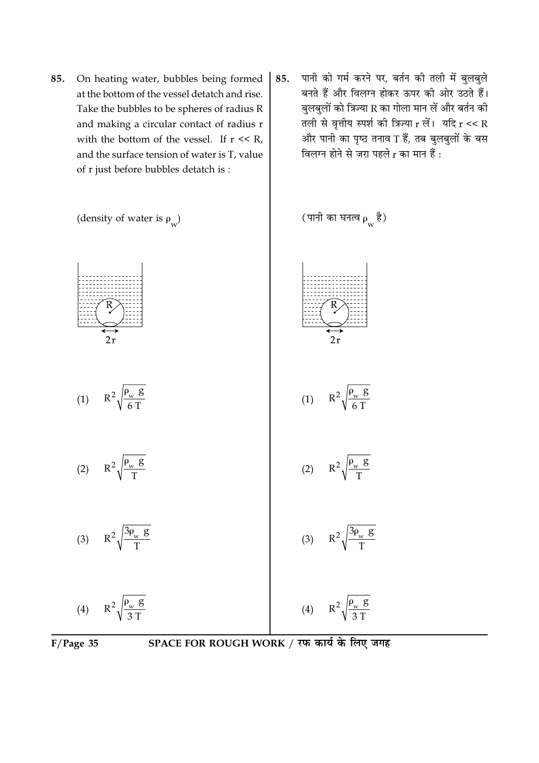85. On heating water, bubbles being formed at the bottom of the vessel detatch and rise. Take the bubbles to be spheres of radius R and making a circular contact of radius r with the bottom of the vessel. If r << R, and the surface tension of water is T, value of r just before bubbles detatch is :

(density of water is $\rho_w$)

(1) $R^2\sqrt{\frac{\rho_w g}{6T}}$

(2) $R^2\sqrt{\frac{\rho_w g}{T}}$

(3) $R^2\sqrt{\frac{3\rho_w g}{T}}$

(4) $R^2\sqrt{\frac{\rho_w g}{3T}}$

85. पानी को गर्म करने पर, बर्तन की तली में बुलबुले बनते हैं और विलग्न होकर ऊपर की ओर उठते हैं। बुलबुलों को त्रिज्या R का गोला मान लें और बर्तन की तली से वृत्तीय स्पर्श की त्रिज्या r लें। यदि r << R और पानी का पृष्ठ तनाव T हैं, तब बुलबुलों के बस विलग्न होने से जरा पहले r का मान हैं :

(पानी का घनत्व $\rho_w$ है)

(1) $R^2\sqrt{\frac{\rho_w g}{6T}}$

(2) $R^2\sqrt{\frac{\rho_w g}{T}}$

(3) $R^2\sqrt{\frac{3\rho_w g}{T}}$

(4) $R^2\sqrt{\frac{\rho_w g}{3T}}$

SPACE FOR ROUGH WORK / रफ कार्य के लिए जगह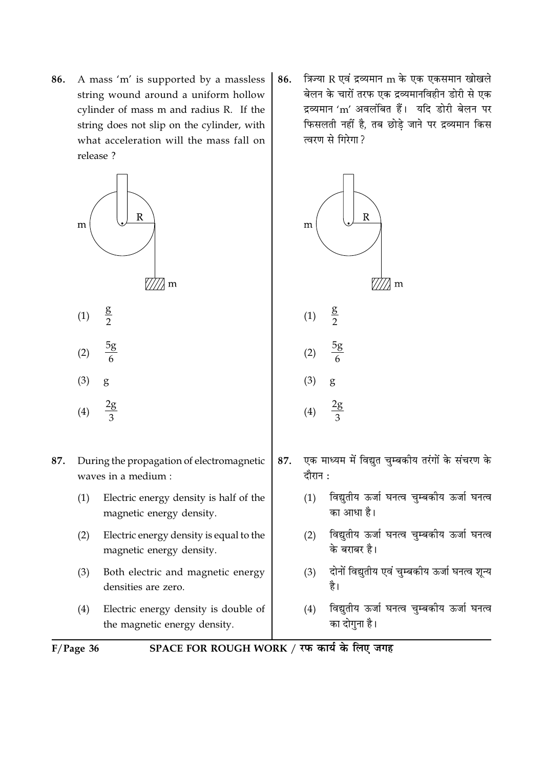86. A mass 'm' is supported by a massless string wound around a uniform hollow cylinder of mass m and radius R. If the string does not slip on the cylinder, with what acceleration will the mass fall on release ?

(1) $\frac{g}{2}$

(2) $\frac{5g}{6}$

(3) g

(4) $\frac{2g}{3}$

86. त्रिज्या R एवं द्रव्यमान m के एक एकसमान खोखले बेलन के चारों तरफ एक द्रव्यमानविहीन डोरी से एक द्रव्यमान 'm' अवलंबित हैं। यदि डोरी बेलन पर फिसलती नहीं है, तब छोड़े जाने पर द्रव्यमान किस त्वरण से गिरेगा ?

(1) $\frac{g}{2}$

(2) $\frac{5g}{6}$

(3) g

(4) $\frac{2g}{3}$

87. During the propagation of electromagnetic waves in a medium :

(1) Electric energy density is half of the magnetic energy density.

(2) Electric energy density is equal to the magnetic energy density.

(3) Both electric and magnetic energy densities are zero.

(4) Electric energy density is double of the magnetic energy density.

87. एक माध्यम में विद्युत चुम्बकीय तरंगों के संचरण के दौरान :

(1) विद्युतीय ऊर्जा घनत्व चुम्बकीय ऊर्जा घनत्व का आधा है।

(2) विद्युतीय ऊर्जा घनत्व चुम्बकीय ऊर्जा घनत्व के बराबर है।

(3) दोनों विद्युतीय एवं चुम्बकीय ऊर्जा घनत्व शून्य है।

(4) विद्युतीय ऊर्जा घनत्व चुम्बकीय ऊर्जा घनत्व का दोगुना है।

SPACE FOR ROUGH WORK / रफ कार्य के लिए जगह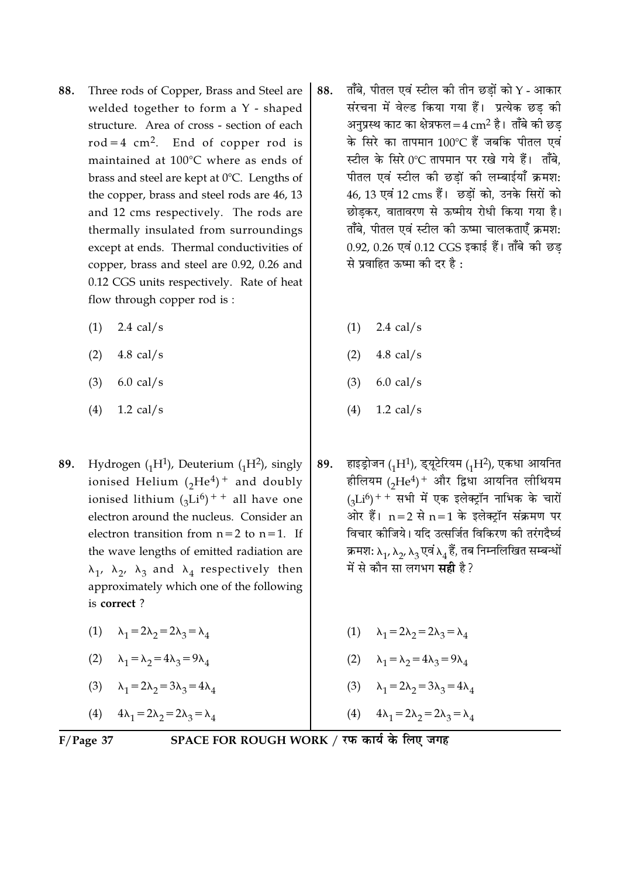88. Three rods of Copper, Brass and Steel are welded together to form a Y - shaped structure. Area of cross - section of each rod = 4 $cm^2$. End of copper rod is maintained at 100°C where as ends of brass and steel are kept at 0°C. Lengths of the copper, brass and steel rods are 46, 13 and 12 cms respectively. The rods are thermally insulated from surroundings except at ends. Thermal conductivities of copper, brass and steel are 0.92, 0.26 and 0.12 CGS units respectively. Rate of heat flow through copper rod is :

(1) 2.4 cal/s

(2) 4.8 cal/s

(3) 6.0 cal/s

(4) 1.2 cal/s

88. ताँबे, पीतल एवं स्टील की तीन छड़ों को Y - आकार संरचना में वेल्ड किया गया हैं। प्रत्येक छड़ की अनुप्रस्थ काट का क्षेत्रफल = 4 $cm^2$ है। ताँबे की छड़ के सिरे का तापमान 100°C हैं जबकि पीतल एवं स्टील के सिरे 0°C तापमान पर रखे गये हैं। ताँबे, पीतल एवं स्टील की छड़ों की लम्बाईयाँ क्रमश: 46, 13 एवं 12 cms हैं। छड़ों को, उनके सिरों को छोड़कर, वातावरण से ऊष्मीय रोधी किया गया है। ताँबे, पीतल एवं स्टील की ऊष्मा चालकताएँ क्रमश: 0.92, 0.26 एवं 0.12 CGS इकाई हैं। ताँबे की छड़ से प्रवाहित ऊष्मा की दर है :

(1) 2.4 cal/s

(2) 4.8 cal/s

(3) 6.0 cal/s

(4) 1.2 cal/s

89. Hydrogen ($_1H^1$), Deuterium ($_1H^2$), singly ionised Helium $(_2He^4)^+$ and doubly ionised lithium $(_3Li^6)^{++}$ all have one electron around the nucleus. Consider an electron transition from n = 2 to n = 1. If the wave lengths of emitted radiation are $\lambda_1$, $\lambda_2$, $\lambda_3$ and $\lambda_4$ respectively then approximately which one of the following is **correct** ?

(1) $\lambda_1 = 2\lambda_2 = 2\lambda_3 = \lambda_4$

(2) $\lambda_1 = \lambda_2 = 4\lambda_3 = 9\lambda_4$

(3) $\lambda_1 = 2\lambda_2 = 3\lambda_3 = 4\lambda_4$

(4) $4\lambda_1 = 2\lambda_2 = 2\lambda_3 = \lambda_4$

89. हाइड्रोजन ($_1H^1$), ड्यूटेरियम ($_1H^2$), एकधा आयनित हीलियम $(_2He^4)^+$ और द्विधा आयनित लीथियम $(_3Li^6)^{++}$ सभी में एक इलेक्ट्रॉन नाभिक के चारों ओर हैं। n = 2 से n = 1 के इलेक्ट्रॉन संक्रमण पर विचार कीजिये। यदि उत्सर्जित विकिरण की तरंगदैर्घ्य क्रमश: $\lambda_1$, $\lambda_2$, $\lambda_3$ एवं $\lambda_4$ हैं, तब निम्नलिखित सम्बन्धों में से कौन सा लगभग **सही** है ?

(1) $\lambda_1 = 2\lambda_2 = 2\lambda_3 = \lambda_4$

(2) $\lambda_1 = \lambda_2 = 4\lambda_3 = 9\lambda_4$

(3) $\lambda_1 = 2\lambda_2 = 3\lambda_3 = 4\lambda_4$

(4) $4\lambda_1 = 2\lambda_2 = 2\lambda_3 = \lambda_4$

SPACE FOR ROUGH WORK / रफ कार्य के लिए जगह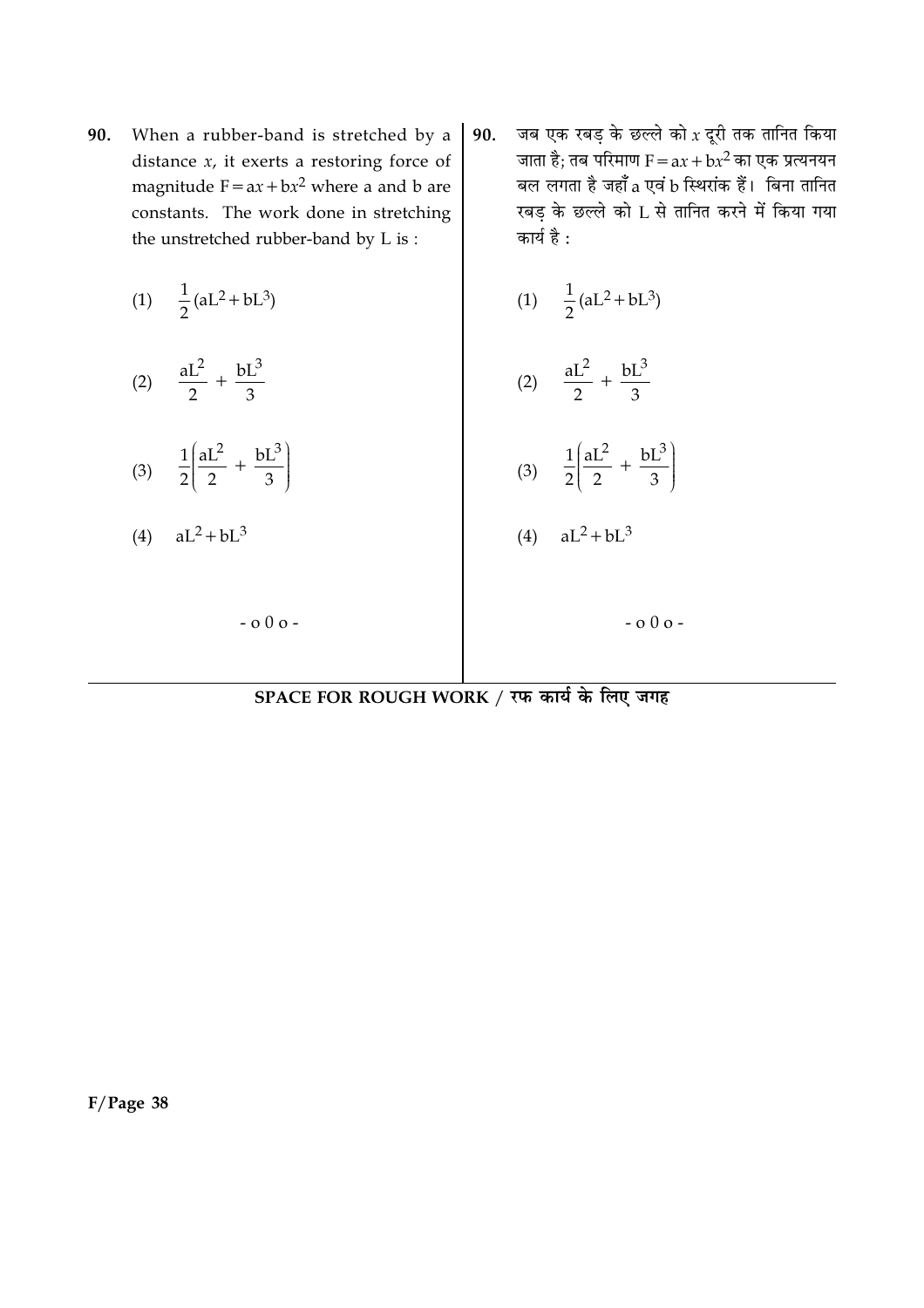90. When a rubber-band is stretched by a distance $x$, it exerts a restoring force of magnitude $F = ax + bx^2$ where a and b are constants. The work done in stretching the unstretched rubber-band by L is :

(1) $\frac{1}{2}(aL^2 + bL^3)$

(2) $\frac{aL^2}{2} + \frac{bL^3}{3}$

(3) $\frac{1}{2}\left(\frac{aL^2}{2} + \frac{bL^3}{3}\right)$

(4) $aL^2 + bL^3$

- o 0 o -

90. जब एक रबड़ के छल्ले को $x$ दूरी तक तानित किया जाता है; तब परिमाण $F = ax + bx^2$ का एक प्रत्यनयन बल लगता है जहाँ a एवं b स्थिरांक हैं। बिना तानित रबड़ के छल्ले को L से तानित करने में किया गया कार्य है :

(1) $\frac{1}{2}(aL^2 + bL^3)$

(2) $\frac{aL^2}{2} + \frac{bL^3}{3}$

(3) $\frac{1}{2}\left(\frac{aL^2}{2} + \frac{bL^3}{3}\right)$

(4) $aL^2 + bL^3$

- o 0 o -

**SPACE FOR ROUGH WORK / रफ कार्य के लिए जगह**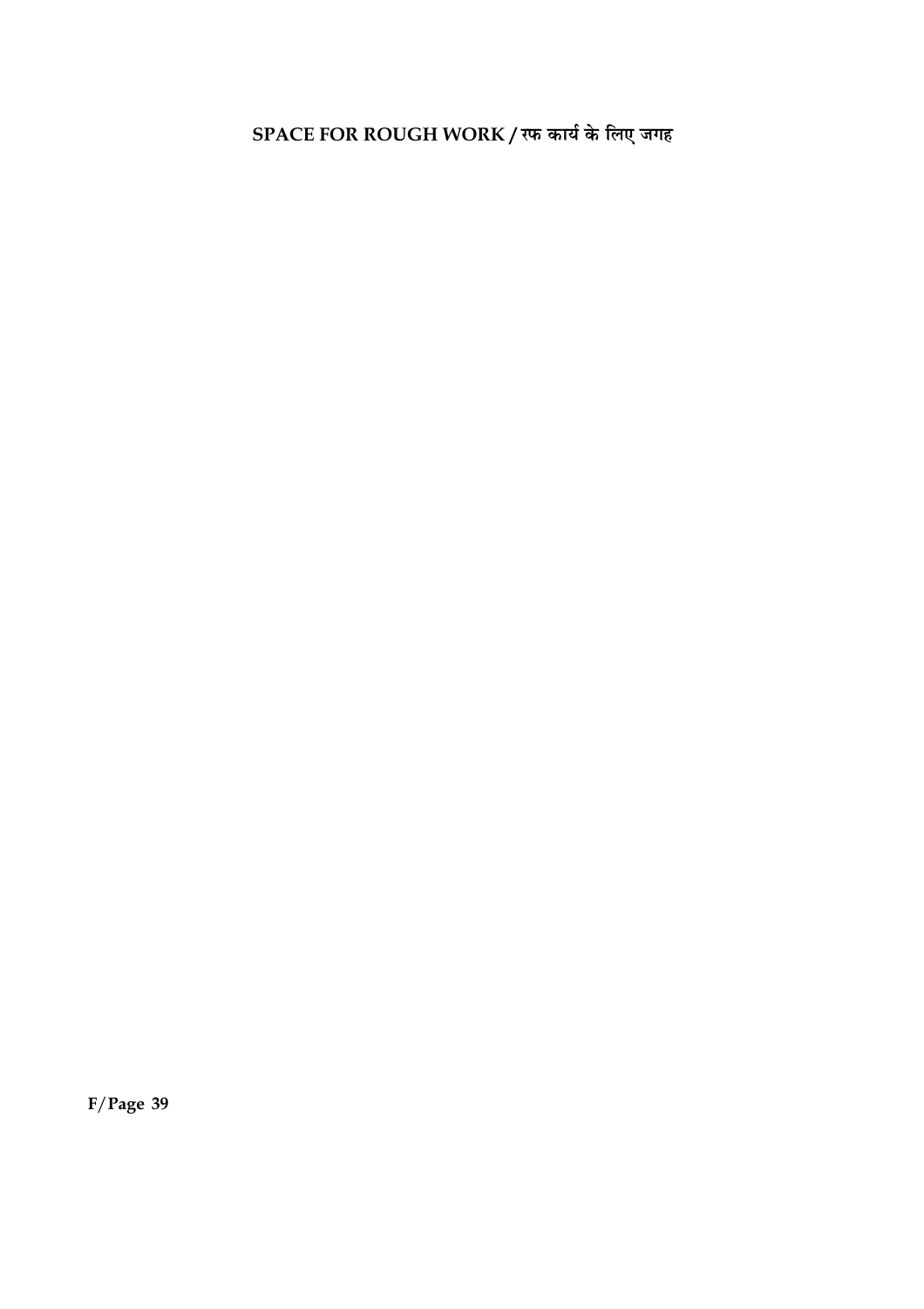**SPACE FOR ROUGH WORK / रफ कार्य के लिए जगह**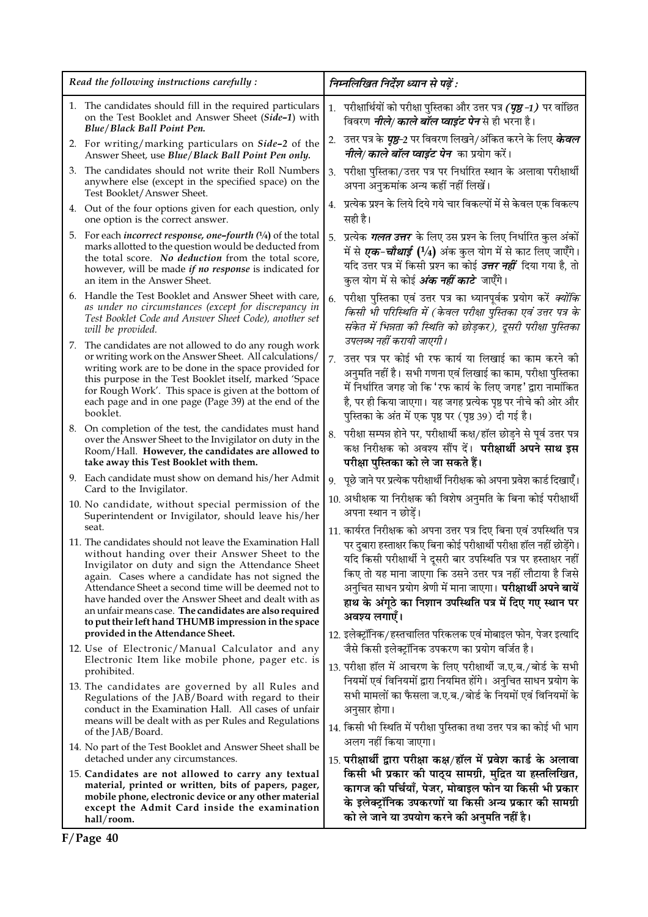| *Read the following instructions carefully :* | *निम्नलिखित निर्देश ध्यान से पढ़ें :* |
|---|---|
| 1. The candidates should fill in the required particulars on the Test Booklet and Answer Sheet (*Side–1*) with ***Blue/Black Ball Point Pen.*** | 1. परीक्षार्थियों को परीक्षा पुस्तिका और उत्तर पत्र ***(पृष्ठ -1)*** पर वांछित विवरण ***नीले/ काले बॉल प्वाइंट पेन*** से ही भरना है। |
| 2. For writing/marking particulars on ***Side–2*** of the Answer Sheet, use ***Blue/Black Ball Point Pen only.*** | 2. उत्तर पत्र के ***पृष्ठ-2*** पर विवरण लिखने/अंकित करने के लिए ***केवल नीले/ काले बॉल प्वाइंट पेन*** का प्रयोग करें। |
| 3. The candidates should not write their Roll Numbers anywhere else (except in the specified space) on the Test Booklet/Answer Sheet. | 3. परीक्षा पुस्तिका/उत्तर पत्र पर निर्धारित स्थान के अलावा परीक्षार्थी अपना अनुक्रमांक अन्य कहीं नहीं लिखें। |
| 4. Out of the four options given for each question, only one option is the correct answer. | 4. प्रत्येक प्रश्न के लिये दिये गये चार विकल्पों में से केवल एक विकल्प सही है। |
| 5. For each *incorrect response, one–fourth* (¼) of the total marks allotted to the question would be deducted from the total score. ***No deduction*** from the total score, however, will be made ***if no response*** is indicated for an item in the Answer Sheet. | 5. प्रत्येक ***गलत उत्तर*** के लिए उस प्रश्न के लिए निर्धारित कुल अंकों में से ***एक-चौथाई*** **(¼)** अंक कुल योग में से काट लिए जाएँगे। यदि उत्तर पत्र में किसी प्रश्न का कोई ***उत्तर नहीं*** दिया गया है, तो कुल योग में से कोई ***अंक नहीं काटे*** जाएँगे। |
| 6. Handle the Test Booklet and Answer Sheet with care, *as under no circumstances (except for discrepancy in Test Booklet Code and Answer Sheet Code), another set will be provided.* | 6. परीक्षा पुस्तिका एवं उत्तर पत्र का ध्यानपूर्वक प्रयोग करें *क्योंकि किसी भी परिस्थिति में (केवल परीक्षा पुस्तिका एवं उत्तर पत्र के संकेत में भिन्नता की स्थिति को छोड़कर), दूसरी परीक्षा पुस्तिका उपलब्ध नहीं करायी जाएगी।* |
| 7. The candidates are not allowed to do any rough work or writing work on the Answer Sheet. All calculations/writing work are to be done in the space provided for this purpose in the Test Booklet itself, marked 'Space for Rough Work'. This space is given at the bottom of each page and in one page (Page 39) at the end of the booklet. | 7. उत्तर पत्र पर कोई भी रफ कार्य या लिखाई का काम करने की अनुमति नहीं है। सभी गणना एवं लिखाई का काम, परीक्षा पुस्तिका में निर्धारित जगह जो कि 'रफ कार्य के लिए जगह' द्वारा नामांकित है, पर ही किया जाएगा। यह जगह प्रत्येक पृष्ठ पर नीचे की ओर और पुस्तिका के अंत में एक पृष्ठ पर (पृष्ठ 39) दी गई है। |
| 8. On completion of the test, the candidates must hand over the Answer Sheet to the Invigilator on duty in the Room/Hall. **However, the candidates are allowed to take away this Test Booklet with them.** | 8. परीक्षा सम्पन्न होने पर, परीक्षार्थी कक्ष/हॉल छोड़ने से पूर्व उत्तर पत्र कक्ष निरीक्षक को अवश्य सौंप दें। **परीक्षार्थी अपने साथ इस परीक्षा पुस्तिका को ले जा सकते हैं।** |
| 9. Each candidate must show on demand his/her Admit Card to the Invigilator. | 9. पूछे जाने पर प्रत्येक परीक्षार्थी निरीक्षक को अपना प्रवेश कार्ड दिखाएँ। |
| 10. No candidate, without special permission of the Superintendent or Invigilator, should leave his/her seat. | 10. अधीक्षक या निरीक्षक की विशेष अनुमति के बिना कोई परीक्षार्थी अपना स्थान न छोड़ें। |
| 11. The candidates should not leave the Examination Hall without handing over their Answer Sheet to the Invigilator on duty and sign the Attendance Sheet again. Cases where a candidate has not signed the Attendance Sheet a second time will be deemed not to have handed over the Answer Sheet and dealt with as an unfair means case. **The candidates are also required to put their left hand THUMB impression in the space provided in the Attendance Sheet.** | 11. कार्यरत निरीक्षक को अपना उत्तर पत्र दिए बिना एवं उपस्थिति पत्र पर दुबारा हस्ताक्षर किए बिना कोई परीक्षार्थी परीक्षा हॉल नहीं छोड़ेंगे। यदि किसी परीक्षार्थी ने दूसरी बार उपस्थिति पत्र पर हस्ताक्षर नहीं किए तो यह माना जाएगा कि उसने उत्तर पत्र नहीं लौटाया है जिसे अनुचित साधन प्रयोग श्रेणी में माना जाएगा। **परीक्षार्थी अपने बायें हाथ के अंगूठे का निशान उपस्थिति पत्र में दिए गए स्थान पर अवश्य लगाएँ।** |
| 12. Use of Electronic/Manual Calculator and any Electronic Item like mobile phone, pager etc. is prohibited. | 12. इलेक्ट्रॉनिक/हस्तचालित परिकलक एवं मोबाइल फोन, पेजर इत्यादि जैसे किसी इलेक्ट्रॉनिक उपकरण का प्रयोग वर्जित है। |
| 13. The candidates are governed by all Rules and Regulations of the JAB/Board with regard to their conduct in the Examination Hall. All cases of unfair means will be dealt with as per Rules and Regulations of the JAB/Board. | 13. परीक्षा हॉल में आचरण के लिए परीक्षार्थी ज.ए.ब./बोर्ड के सभी नियमों एवं विनियमों द्वारा नियमित होंगे। अनुचित साधन प्रयोग के सभी मामलों का फैसला ज.ए.ब./बोर्ड के नियमों एवं विनियमों के अनुसार होगा। |
| 14. No part of the Test Booklet and Answer Sheet shall be detached under any circumstances. | 14. किसी भी स्थिति में परीक्षा पुस्तिका तथा उत्तर पत्र का कोई भी भाग अलग नहीं किया जाएगा। |
| 15. **Candidates are not allowed to carry any textual material, printed or written, bits of papers, pager, mobile phone, electronic device or any other material except the Admit Card inside the examination hall/room.** | 15. **परीक्षार्थी द्वारा परीक्षा कक्ष/हॉल में प्रवेश कार्ड के अलावा किसी भी प्रकार की पाठ्य सामग्री, मुद्रित या हस्तलिखित, कागज की पर्चियाँ, पेजर, मोबाइल फोन या किसी भी प्रकार के इलेक्ट्रॉनिक उपकरणों या किसी अन्य प्रकार की सामग्री को ले जाने या उपयोग करने की अनुमति नहीं है।** |